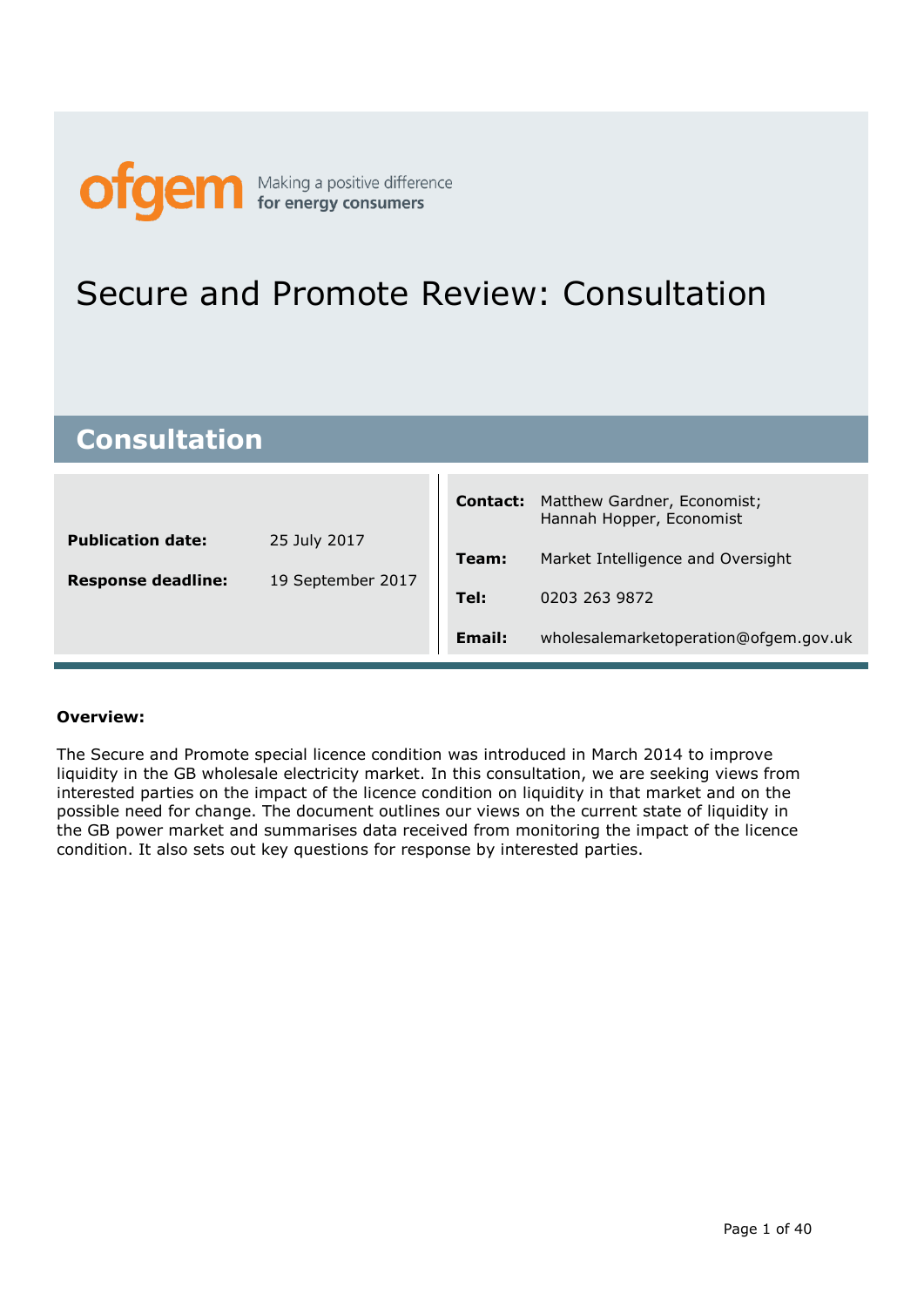ofgem Making a positive difference for energy consumers

# Secure and Promote Review: Consultation

## Consultation

| | | | |
|---|---|---|---|
| **Publication date:** | 25 July 2017 | **Contact:** | Matthew Gardner, Economist; Hannah Hopper, Economist |
| **Response deadline:** | 19 September 2017 | **Team:** | Market Intelligence and Oversight |
| | | **Tel:** | 0203 263 9872 |
| | | **Email:** | wholesalemarketoperation@ofgem.gov.uk |

**Overview:**

The Secure and Promote special licence condition was introduced in March 2014 to improve liquidity in the GB wholesale electricity market. In this consultation, we are seeking views from interested parties on the impact of the licence condition on liquidity in that market and on the possible need for change. The document outlines our views on the current state of liquidity in the GB power market and summarises data received from monitoring the impact of the licence condition. It also sets out key questions for response by interested parties.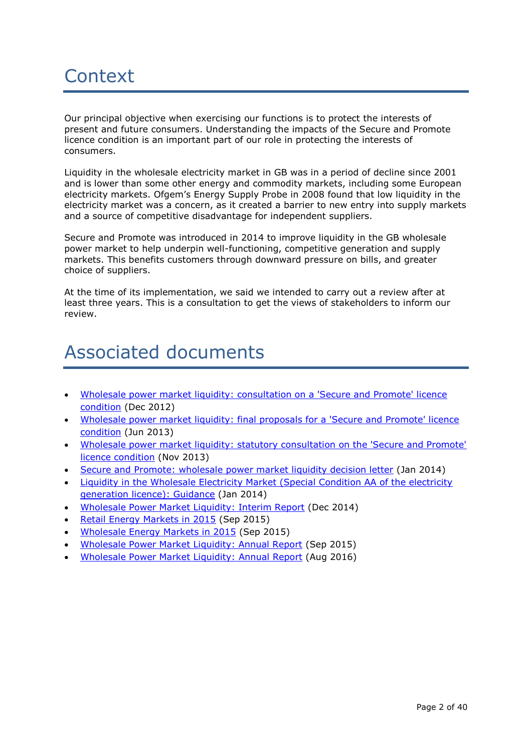# Context

Our principal objective when exercising our functions is to protect the interests of present and future consumers. Understanding the impacts of the Secure and Promote licence condition is an important part of our role in protecting the interests of consumers.

Liquidity in the wholesale electricity market in GB was in a period of decline since 2001 and is lower than some other energy and commodity markets, including some European electricity markets. Ofgem's Energy Supply Probe in 2008 found that low liquidity in the electricity market was a concern, as it created a barrier to new entry into supply markets and a source of competitive disadvantage for independent suppliers.

Secure and Promote was introduced in 2014 to improve liquidity in the GB wholesale power market to help underpin well-functioning, competitive generation and supply markets. This benefits customers through downward pressure on bills, and greater choice of suppliers.

At the time of its implementation, we said we intended to carry out a review after at least three years. This is a consultation to get the views of stakeholders to inform our review.

# Associated documents

- Wholesale power market liquidity: consultation on a 'Secure and Promote' licence condition (Dec 2012)
- Wholesale power market liquidity: final proposals for a 'Secure and Promote' licence condition (Jun 2013)
- Wholesale power market liquidity: statutory consultation on the 'Secure and Promote' licence condition (Nov 2013)
- Secure and Promote: wholesale power market liquidity decision letter (Jan 2014)
- Liquidity in the Wholesale Electricity Market (Special Condition AA of the electricity generation licence): Guidance (Jan 2014)
- Wholesale Power Market Liquidity: Interim Report (Dec 2014)
- Retail Energy Markets in 2015 (Sep 2015)
- Wholesale Energy Markets in 2015 (Sep 2015)
- Wholesale Power Market Liquidity: Annual Report (Sep 2015)
- Wholesale Power Market Liquidity: Annual Report (Aug 2016)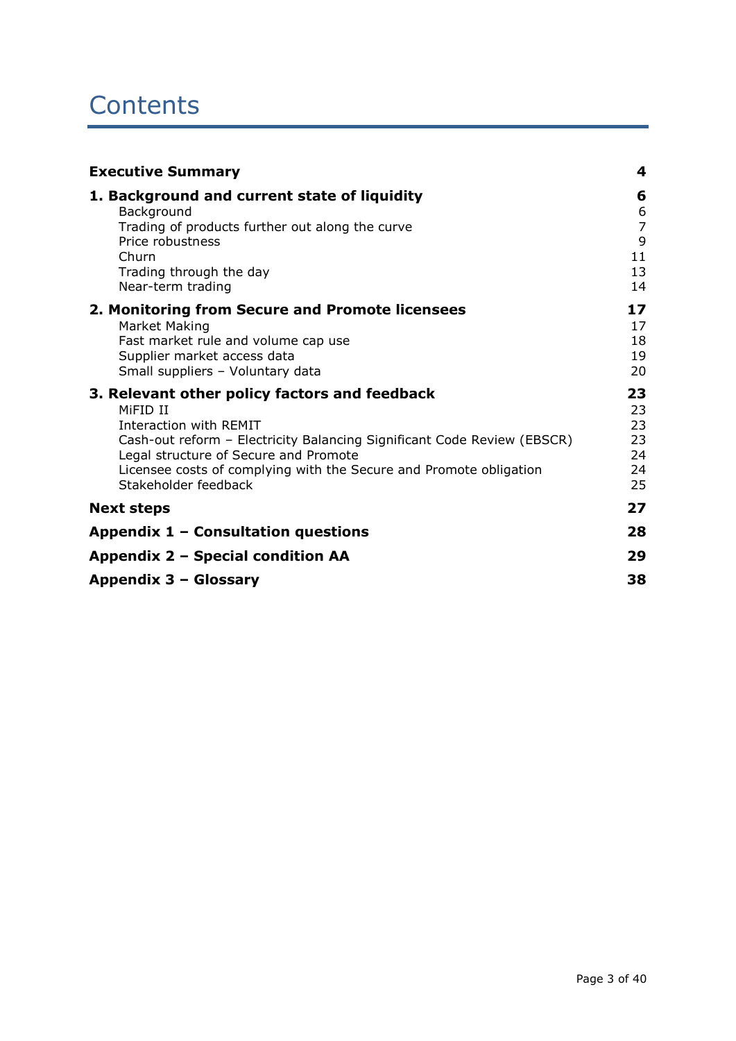# Contents

| | |
|---|---|
| **Executive Summary** | **4** |
| **1. Background and current state of liquidity** | **6** |
| Background | 6 |
| Trading of products further out along the curve | 7 |
| Price robustness | 9 |
| Churn | 11 |
| Trading through the day | 13 |
| Near-term trading | 14 |
| **2. Monitoring from Secure and Promote licensees** | **17** |
| Market Making | 17 |
| Fast market rule and volume cap use | 18 |
| Supplier market access data | 19 |
| Small suppliers – Voluntary data | 20 |
| **3. Relevant other policy factors and feedback** | **23** |
| MiFID II | 23 |
| Interaction with REMIT | 23 |
| Cash-out reform – Electricity Balancing Significant Code Review (EBSCR) | 23 |
| Legal structure of Secure and Promote | 24 |
| Licensee costs of complying with the Secure and Promote obligation | 24 |
| Stakeholder feedback | 25 |
| **Next steps** | **27** |
| **Appendix 1 – Consultation questions** | **28** |
| **Appendix 2 – Special condition AA** | **29** |
| **Appendix 3 – Glossary** | **38** |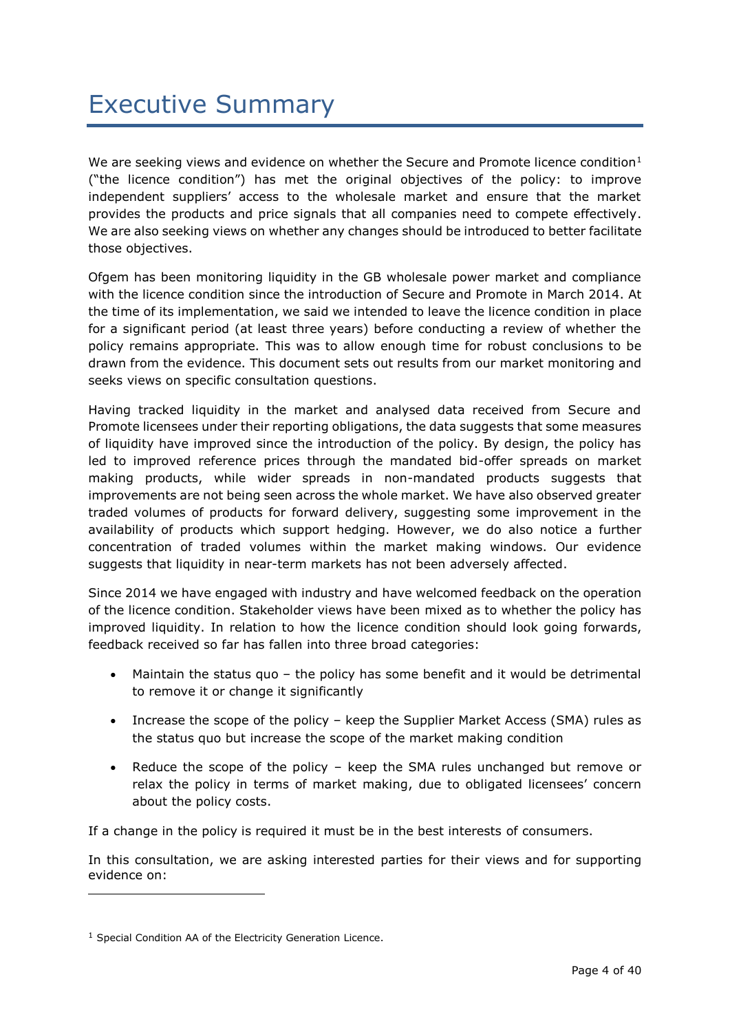# Executive Summary

We are seeking views and evidence on whether the Secure and Promote licence condition[1] ("the licence condition") has met the original objectives of the policy: to improve independent suppliers' access to the wholesale market and ensure that the market provides the products and price signals that all companies need to compete effectively. We are also seeking views on whether any changes should be introduced to better facilitate those objectives.

Ofgem has been monitoring liquidity in the GB wholesale power market and compliance with the licence condition since the introduction of Secure and Promote in March 2014. At the time of its implementation, we said we intended to leave the licence condition in place for a significant period (at least three years) before conducting a review of whether the policy remains appropriate. This was to allow enough time for robust conclusions to be drawn from the evidence. This document sets out results from our market monitoring and seeks views on specific consultation questions.

Having tracked liquidity in the market and analysed data received from Secure and Promote licensees under their reporting obligations, the data suggests that some measures of liquidity have improved since the introduction of the policy. By design, the policy has led to improved reference prices through the mandated bid-offer spreads on market making products, while wider spreads in non-mandated products suggests that improvements are not being seen across the whole market. We have also observed greater traded volumes of products for forward delivery, suggesting some improvement in the availability of products which support hedging. However, we do also notice a further concentration of traded volumes within the market making windows. Our evidence suggests that liquidity in near-term markets has not been adversely affected.

Since 2014 we have engaged with industry and have welcomed feedback on the operation of the licence condition. Stakeholder views have been mixed as to whether the policy has improved liquidity. In relation to how the licence condition should look going forwards, feedback received so far has fallen into three broad categories:

- Maintain the status quo – the policy has some benefit and it would be detrimental to remove it or change it significantly
- Increase the scope of the policy – keep the Supplier Market Access (SMA) rules as the status quo but increase the scope of the market making condition
- Reduce the scope of the policy – keep the SMA rules unchanged but remove or relax the policy in terms of market making, due to obligated licensees' concern about the policy costs.

If a change in the policy is required it must be in the best interests of consumers.

In this consultation, we are asking interested parties for their views and for supporting evidence on:

[1] Special Condition AA of the Electricity Generation Licence.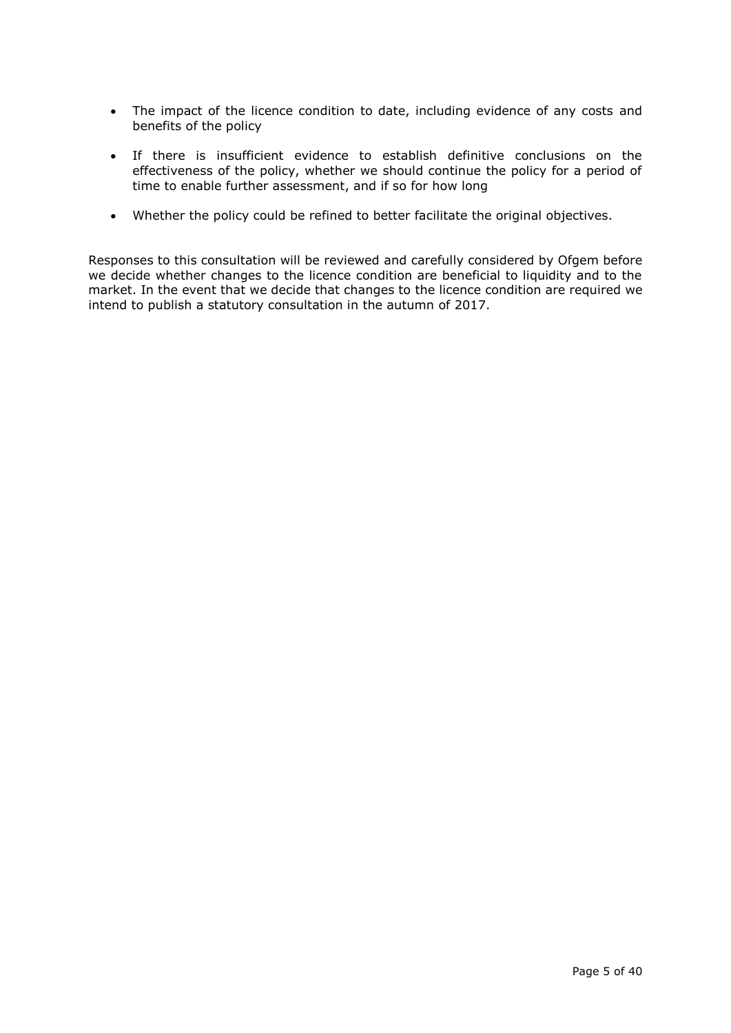- The impact of the licence condition to date, including evidence of any costs and benefits of the policy
- If there is insufficient evidence to establish definitive conclusions on the effectiveness of the policy, whether we should continue the policy for a period of time to enable further assessment, and if so for how long
- Whether the policy could be refined to better facilitate the original objectives.

Responses to this consultation will be reviewed and carefully considered by Ofgem before we decide whether changes to the licence condition are beneficial to liquidity and to the market. In the event that we decide that changes to the licence condition are required we intend to publish a statutory consultation in the autumn of 2017.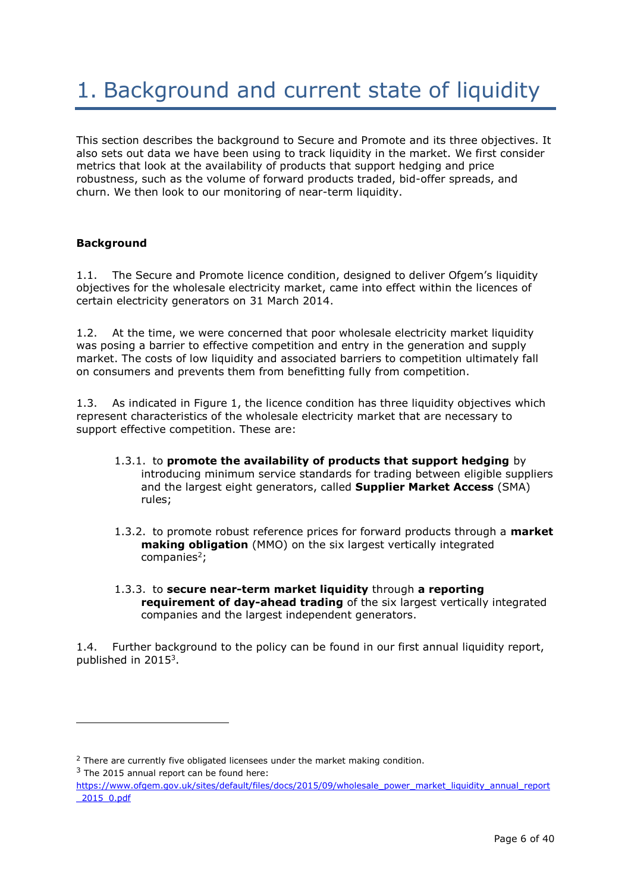# 1. Background and current state of liquidity

This section describes the background to Secure and Promote and its three objectives. It also sets out data we have been using to track liquidity in the market. We first consider metrics that look at the availability of products that support hedging and price robustness, such as the volume of forward products traded, bid-offer spreads, and churn. We then look to our monitoring of near-term liquidity.

**Background**

1.1. The Secure and Promote licence condition, designed to deliver Ofgem's liquidity objectives for the wholesale electricity market, came into effect within the licences of certain electricity generators on 31 March 2014.

1.2. At the time, we were concerned that poor wholesale electricity market liquidity was posing a barrier to effective competition and entry in the generation and supply market. The costs of low liquidity and associated barriers to competition ultimately fall on consumers and prevents them from benefitting fully from competition.

1.3. As indicated in Figure 1, the licence condition has three liquidity objectives which represent characteristics of the wholesale electricity market that are necessary to support effective competition. These are:

- 1.3.1. to **promote the availability of products that support hedging** by introducing minimum service standards for trading between eligible suppliers and the largest eight generators, called **Supplier Market Access** (SMA) rules;
- 1.3.2. to promote robust reference prices for forward products through a **market making obligation** (MMO) on the six largest vertically integrated companies[2];
- 1.3.3. to **secure near-term market liquidity** through **a reporting requirement of day-ahead trading** of the six largest vertically integrated companies and the largest independent generators.

1.4. Further background to the policy can be found in our first annual liquidity report, published in 2015[3].

---

[2] There are currently five obligated licensees under the market making condition.

[3] The 2015 annual report can be found here: https://www.ofgem.gov.uk/sites/default/files/docs/2015/09/wholesale_power_market_liquidity_annual_report_2015_0.pdf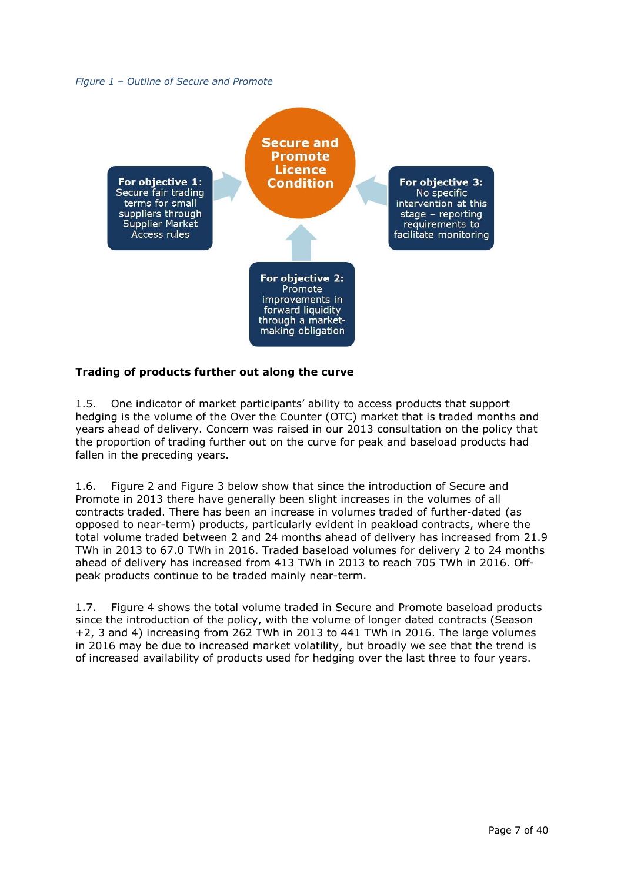*Figure 1 – Outline of Secure and Promote*

**Secure and Promote Licence Condition**

**For objective 1:** Secure fair trading terms for small suppliers through Supplier Market Access rules

**For objective 2:** Promote improvements in forward liquidity through a market-making obligation

**For objective 3:** No specific intervention at this stage – reporting requirements to facilitate monitoring

**Trading of products further out along the curve**

1.5. One indicator of market participants' ability to access products that support hedging is the volume of the Over the Counter (OTC) market that is traded months and years ahead of delivery. Concern was raised in our 2013 consultation on the policy that the proportion of trading further out on the curve for peak and baseload products had fallen in the preceding years.

1.6. Figure 2 and Figure 3 below show that since the introduction of Secure and Promote in 2013 there have generally been slight increases in the volumes of all contracts traded. There has been an increase in volumes traded of further-dated (as opposed to near-term) products, particularly evident in peakload contracts, where the total volume traded between 2 and 24 months ahead of delivery has increased from 21.9 TWh in 2013 to 67.0 TWh in 2016. Traded baseload volumes for delivery 2 to 24 months ahead of delivery has increased from 413 TWh in 2013 to reach 705 TWh in 2016. Off-peak products continue to be traded mainly near-term.

1.7. Figure 4 shows the total volume traded in Secure and Promote baseload products since the introduction of the policy, with the volume of longer dated contracts (Season +2, 3 and 4) increasing from 262 TWh in 2013 to 441 TWh in 2016. The large volumes in 2016 may be due to increased market volatility, but broadly we see that the trend is of increased availability of products used for hedging over the last three to four years.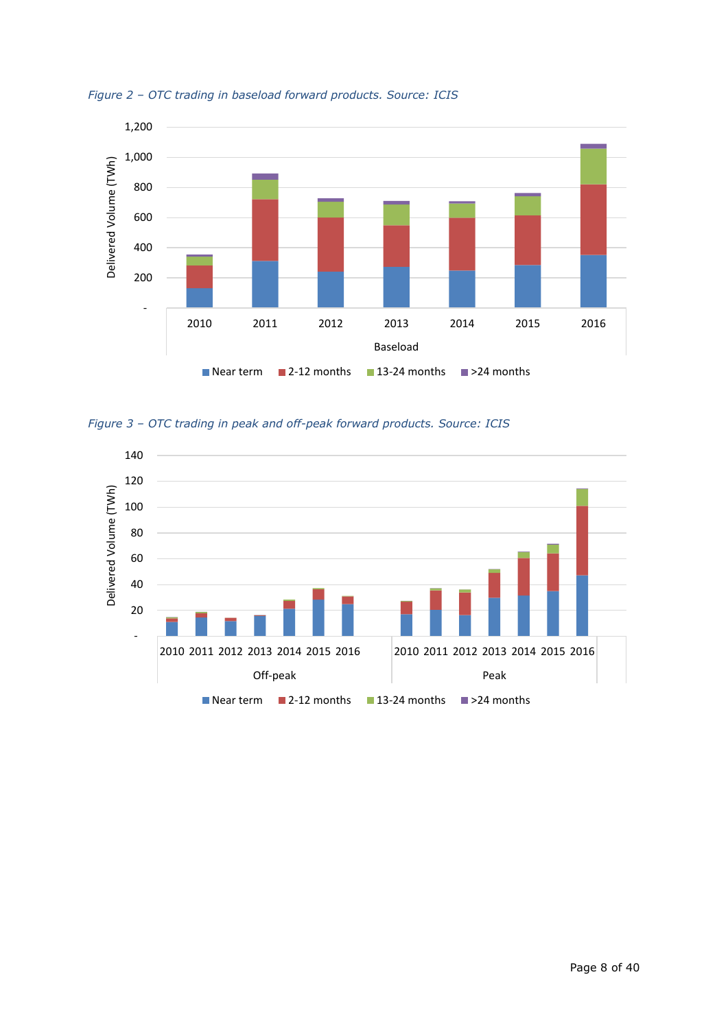*Figure 2 – OTC trading in baseload forward products. Source: ICIS*

*Figure 3 – OTC trading in peak and off-peak forward products. Source: ICIS*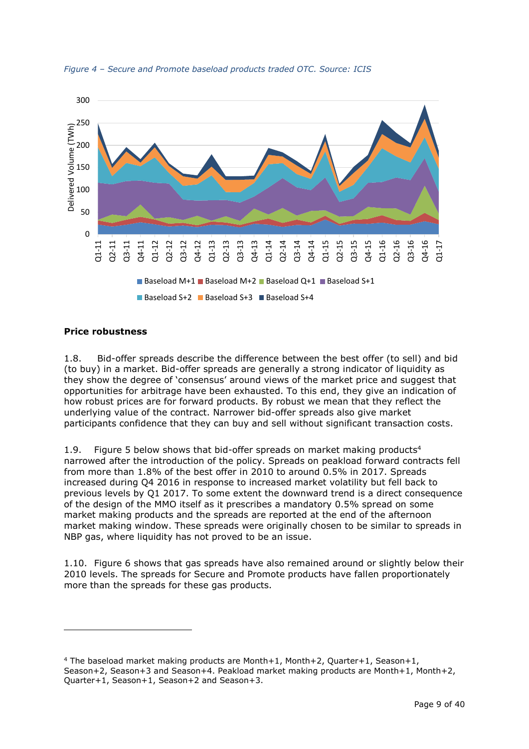*Figure 4 – Secure and Promote baseload products traded OTC. Source: ICIS*

**Price robustness**

1.8. Bid-offer spreads describe the difference between the best offer (to sell) and bid (to buy) in a market. Bid-offer spreads are generally a strong indicator of liquidity as they show the degree of 'consensus' around views of the market price and suggest that opportunities for arbitrage have been exhausted. To this end, they give an indication of how robust prices are for forward products. By robust we mean that they reflect the underlying value of the contract. Narrower bid-offer spreads also give market participants confidence that they can buy and sell without significant transaction costs.

1.9. Figure 5 below shows that bid-offer spreads on market making products[4] narrowed after the introduction of the policy. Spreads on peakload forward contracts fell from more than 1.8% of the best offer in 2010 to around 0.5% in 2017. Spreads increased during Q4 2016 in response to increased market volatility but fell back to previous levels by Q1 2017. To some extent the downward trend is a direct consequence of the design of the MMO itself as it prescribes a mandatory 0.5% spread on some market making products and the spreads are reported at the end of the afternoon market making window. These spreads were originally chosen to be similar to spreads in NBP gas, where liquidity has not proved to be an issue.

1.10. Figure 6 shows that gas spreads have also remained around or slightly below their 2010 levels. The spreads for Secure and Promote products have fallen proportionately more than the spreads for these gas products.

---

[4] The baseload market making products are Month+1, Month+2, Quarter+1, Season+1, Season+2, Season+3 and Season+4. Peakload market making products are Month+1, Month+2, Quarter+1, Season+1, Season+2 and Season+3.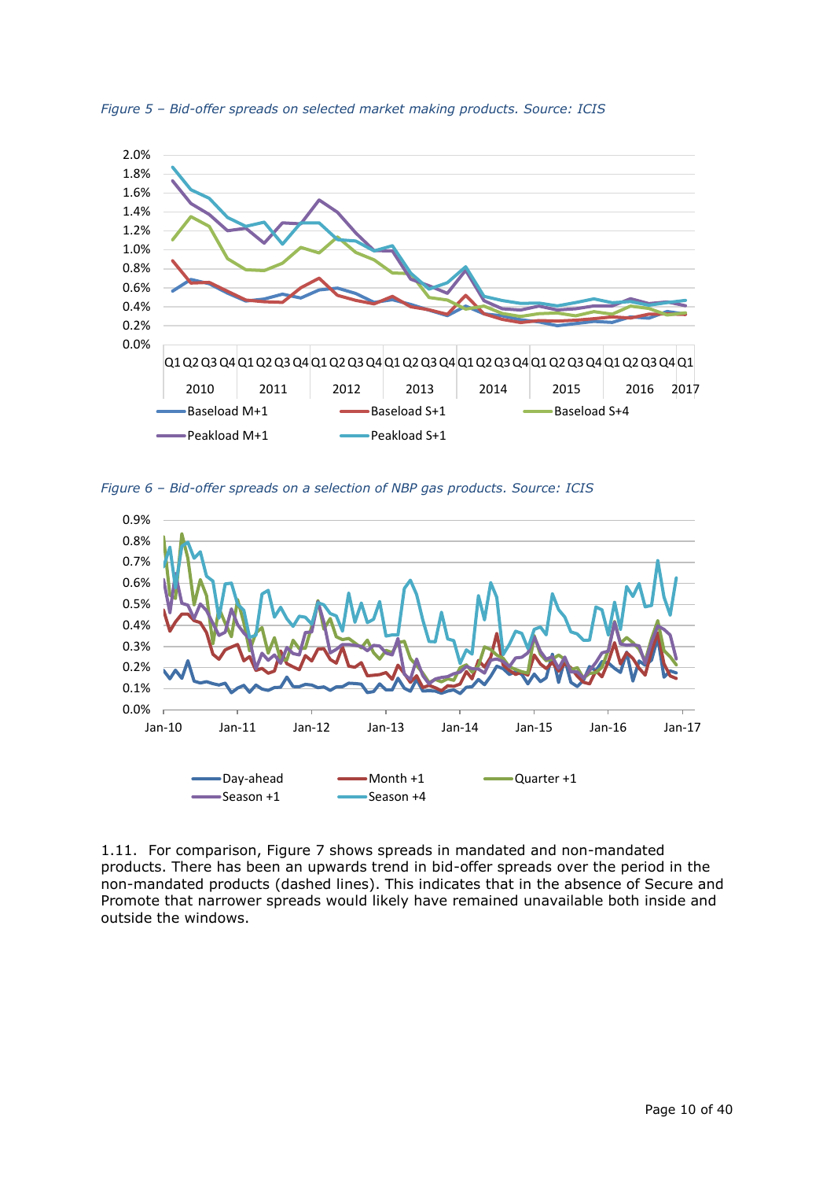*Figure 5 – Bid-offer spreads on selected market making products. Source: ICIS*

*Figure 6 – Bid-offer spreads on a selection of NBP gas products. Source: ICIS*

1.11. For comparison, Figure 7 shows spreads in mandated and non-mandated products. There has been an upwards trend in bid-offer spreads over the period in the non-mandated products (dashed lines). This indicates that in the absence of Secure and Promote that narrower spreads would likely have remained unavailable both inside and outside the windows.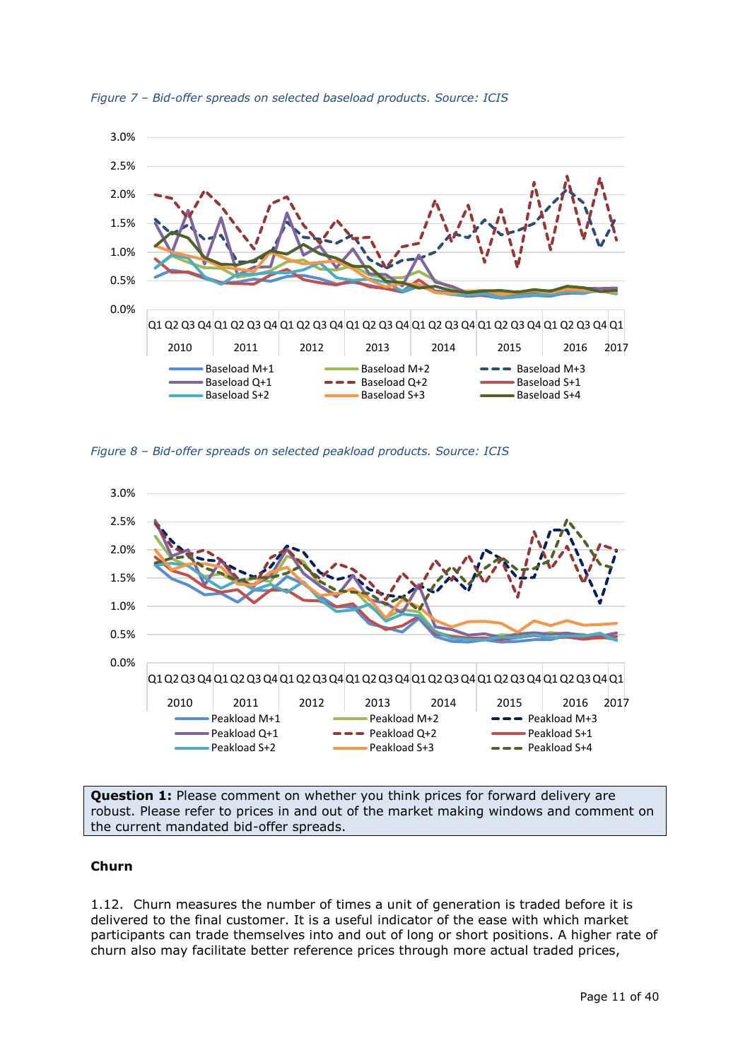*Figure 7 – Bid-offer spreads on selected baseload products. Source: ICIS*

*Figure 8 – Bid-offer spreads on selected peakload products. Source: ICIS*

**Question 1:** Please comment on whether you think prices for forward delivery are robust. Please refer to prices in and out of the market making windows and comment on the current mandated bid-offer spreads.

**Churn**

1.12. Churn measures the number of times a unit of generation is traded before it is delivered to the final customer. It is a useful indicator of the ease with which market participants can trade themselves into and out of long or short positions. A higher rate of churn also may facilitate better reference prices through more actual traded prices,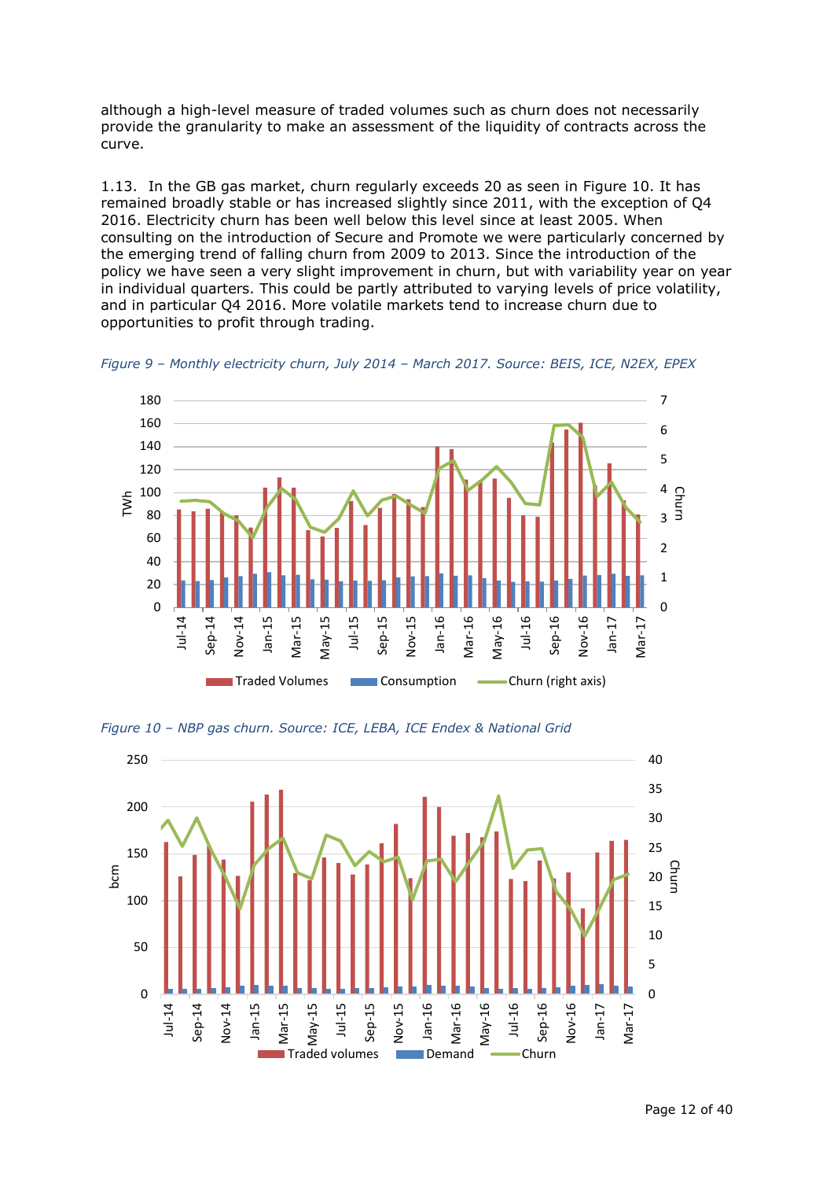although a high-level measure of traded volumes such as churn does not necessarily provide the granularity to make an assessment of the liquidity of contracts across the curve.

1.13. In the GB gas market, churn regularly exceeds 20 as seen in Figure 10. It has remained broadly stable or has increased slightly since 2011, with the exception of Q4 2016. Electricity churn has been well below this level since at least 2005. When consulting on the introduction of Secure and Promote we were particularly concerned by the emerging trend of falling churn from 2009 to 2013. Since the introduction of the policy we have seen a very slight improvement in churn, but with variability year on year in individual quarters. This could be partly attributed to varying levels of price volatility, and in particular Q4 2016. More volatile markets tend to increase churn due to opportunities to profit through trading.

*Figure 9 – Monthly electricity churn, July 2014 – March 2017. Source: BEIS, ICE, N2EX, EPEX*

*Figure 10 – NBP gas churn. Source: ICE, LEBA, ICE Endex & National Grid*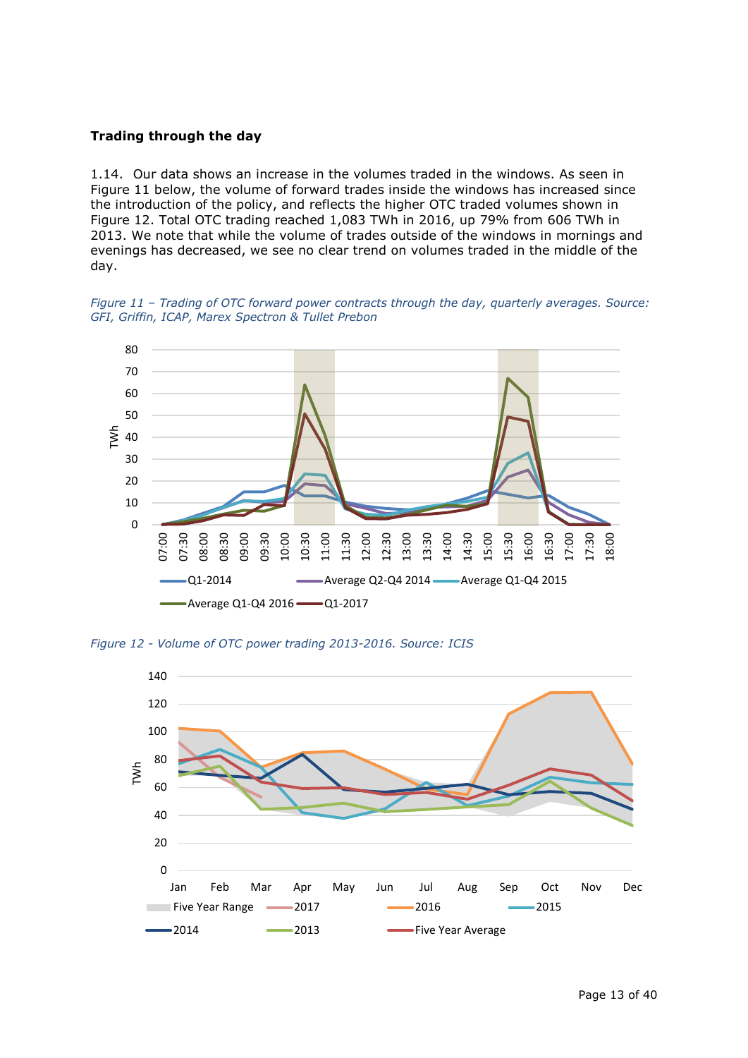**Trading through the day**

1.14. Our data shows an increase in the volumes traded in the windows. As seen in Figure 11 below, the volume of forward trades inside the windows has increased since the introduction of the policy, and reflects the higher OTC traded volumes shown in Figure 12. Total OTC trading reached 1,083 TWh in 2016, up 79% from 606 TWh in 2013. We note that while the volume of trades outside of the windows in mornings and evenings has decreased, we see no clear trend on volumes traded in the middle of the day.

*Figure 11 – Trading of OTC forward power contracts through the day, quarterly averages. Source: GFI, Griffin, ICAP, Marex Spectron & Tullet Prebon*

*Figure 12 - Volume of OTC power trading 2013-2016. Source: ICIS*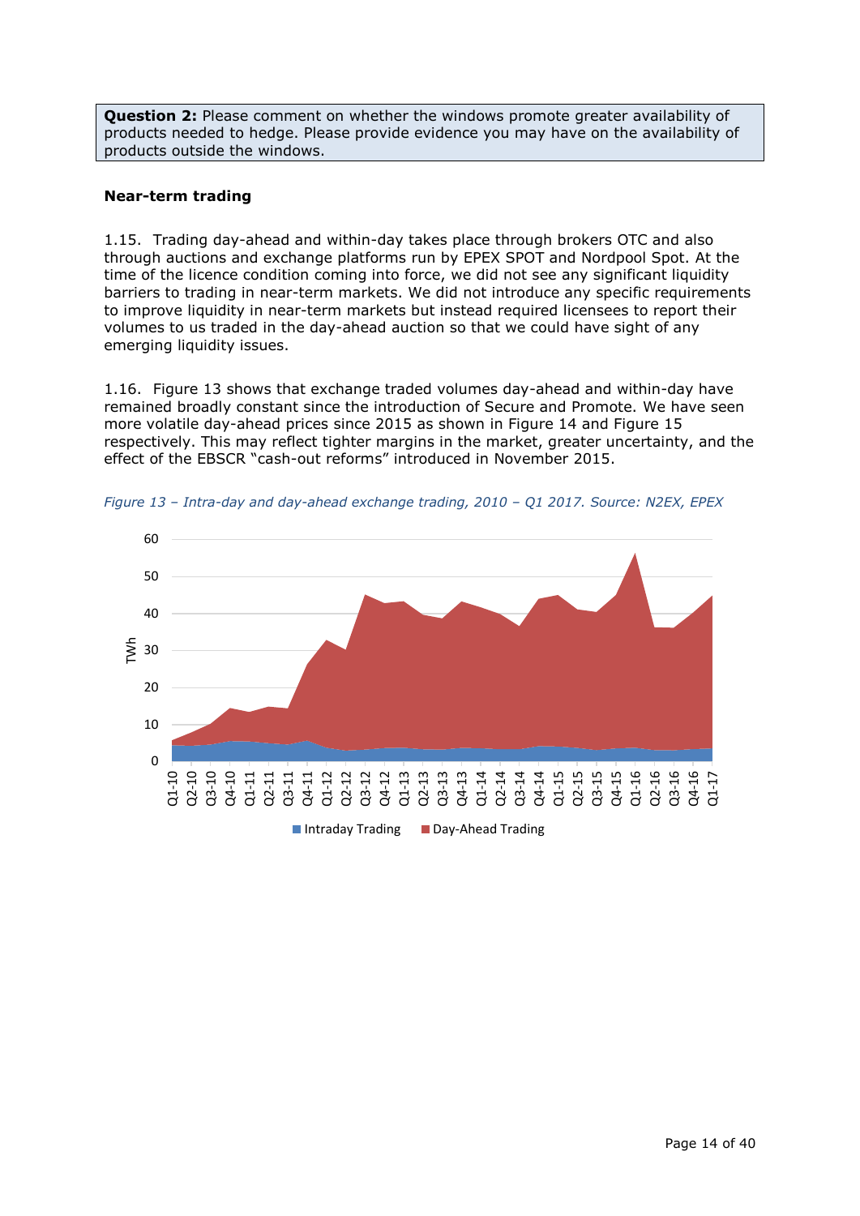**Question 2:** Please comment on whether the windows promote greater availability of products needed to hedge. Please provide evidence you may have on the availability of products outside the windows.

### Near-term trading

1.15. Trading day-ahead and within-day takes place through brokers OTC and also through auctions and exchange platforms run by EPEX SPOT and Nordpool Spot. At the time of the licence condition coming into force, we did not see any significant liquidity barriers to trading in near-term markets. We did not introduce any specific requirements to improve liquidity in near-term markets but instead required licensees to report their volumes to us traded in the day-ahead auction so that we could have sight of any emerging liquidity issues.

1.16. Figure 13 shows that exchange traded volumes day-ahead and within-day have remained broadly constant since the introduction of Secure and Promote. We have seen more volatile day-ahead prices since 2015 as shown in Figure 14 and Figure 15 respectively. This may reflect tighter margins in the market, greater uncertainty, and the effect of the EBSCR "cash-out reforms" introduced in November 2015.

*Figure 13 – Intra-day and day-ahead exchange trading, 2010 – Q1 2017. Source: N2EX, EPEX*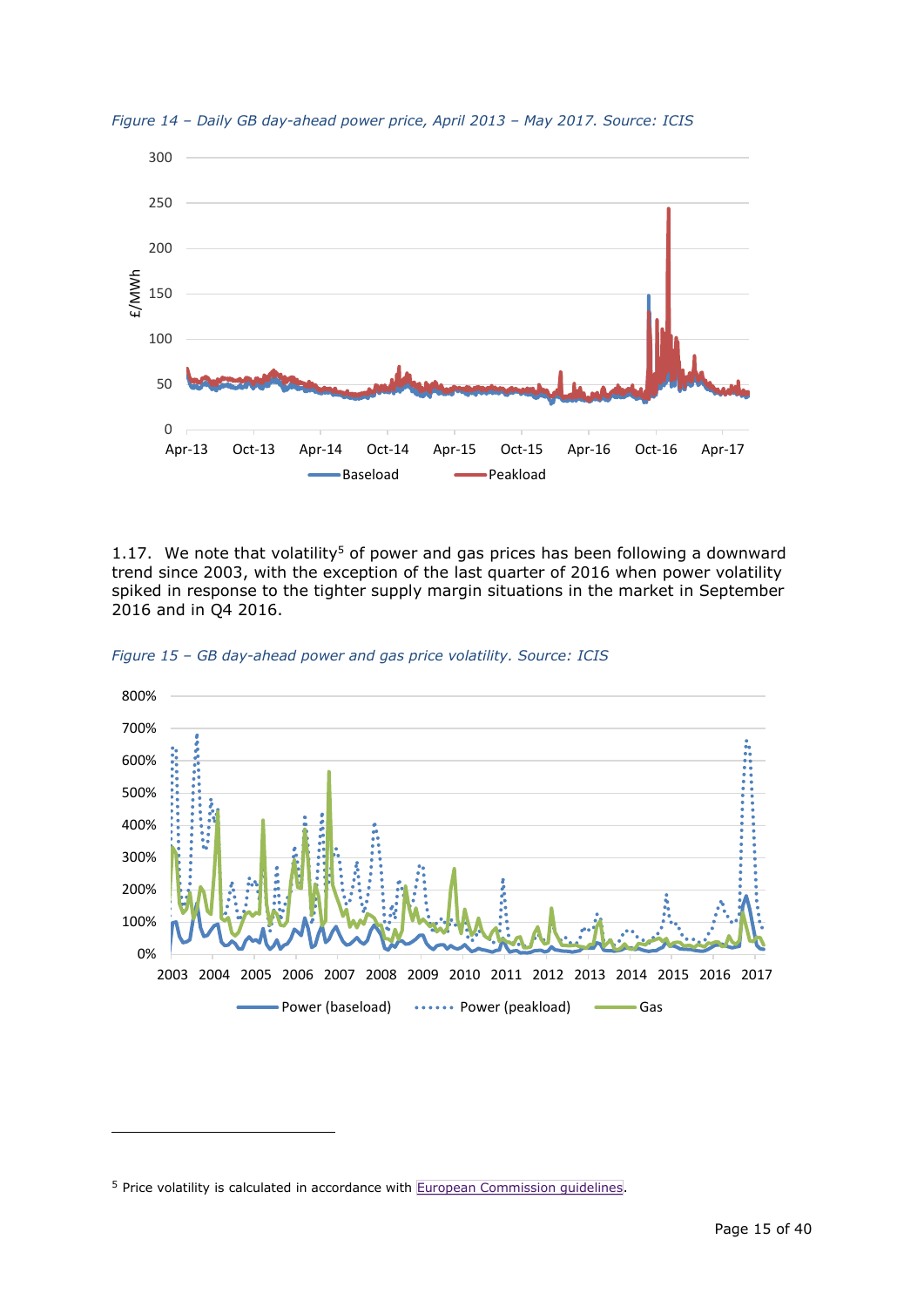*Figure 14 – Daily GB day-ahead power price, April 2013 – May 2017. Source: ICIS*

1.17. We note that volatility[5] of power and gas prices has been following a downward trend since 2003, with the exception of the last quarter of 2016 when power volatility spiked in response to the tighter supply margin situations in the market in September 2016 and in Q4 2016.

*Figure 15 – GB day-ahead power and gas price volatility. Source: ICIS*

---

[5] Price volatility is calculated in accordance with European Commission guidelines.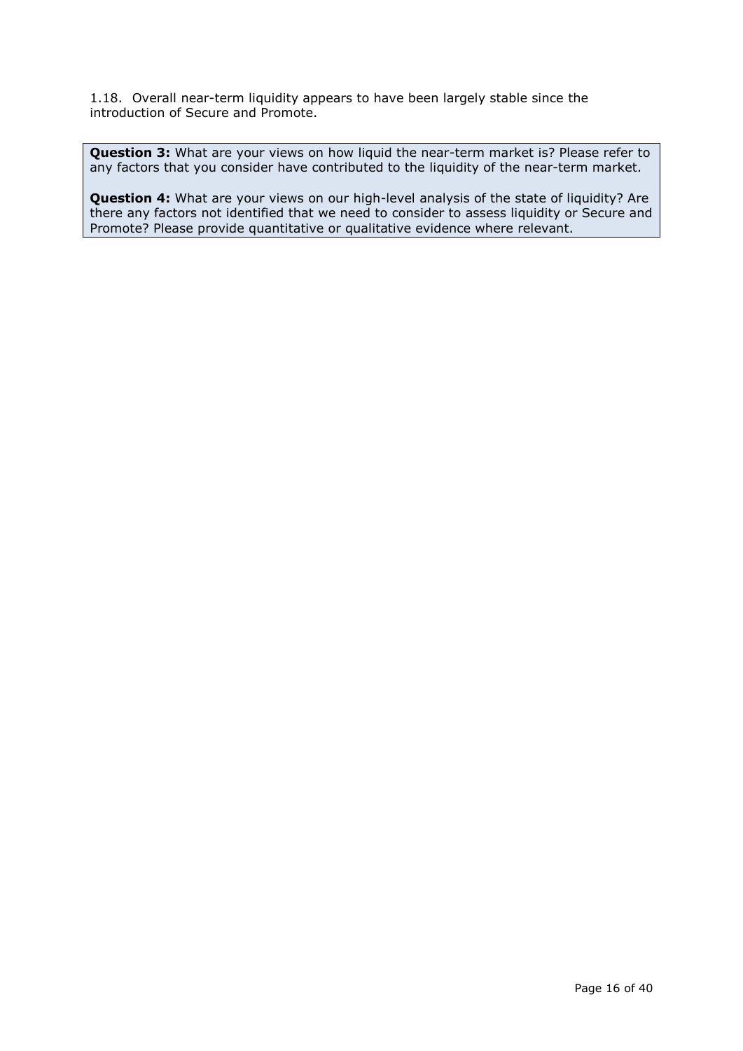1.18. Overall near-term liquidity appears to have been largely stable since the introduction of Secure and Promote.

> **Question 3:** What are your views on how liquid the near-term market is? Please refer to any factors that you consider have contributed to the liquidity of the near-term market.
>
> **Question 4:** What are your views on our high-level analysis of the state of liquidity? Are there any factors not identified that we need to consider to assess liquidity or Secure and Promote? Please provide quantitative or qualitative evidence where relevant.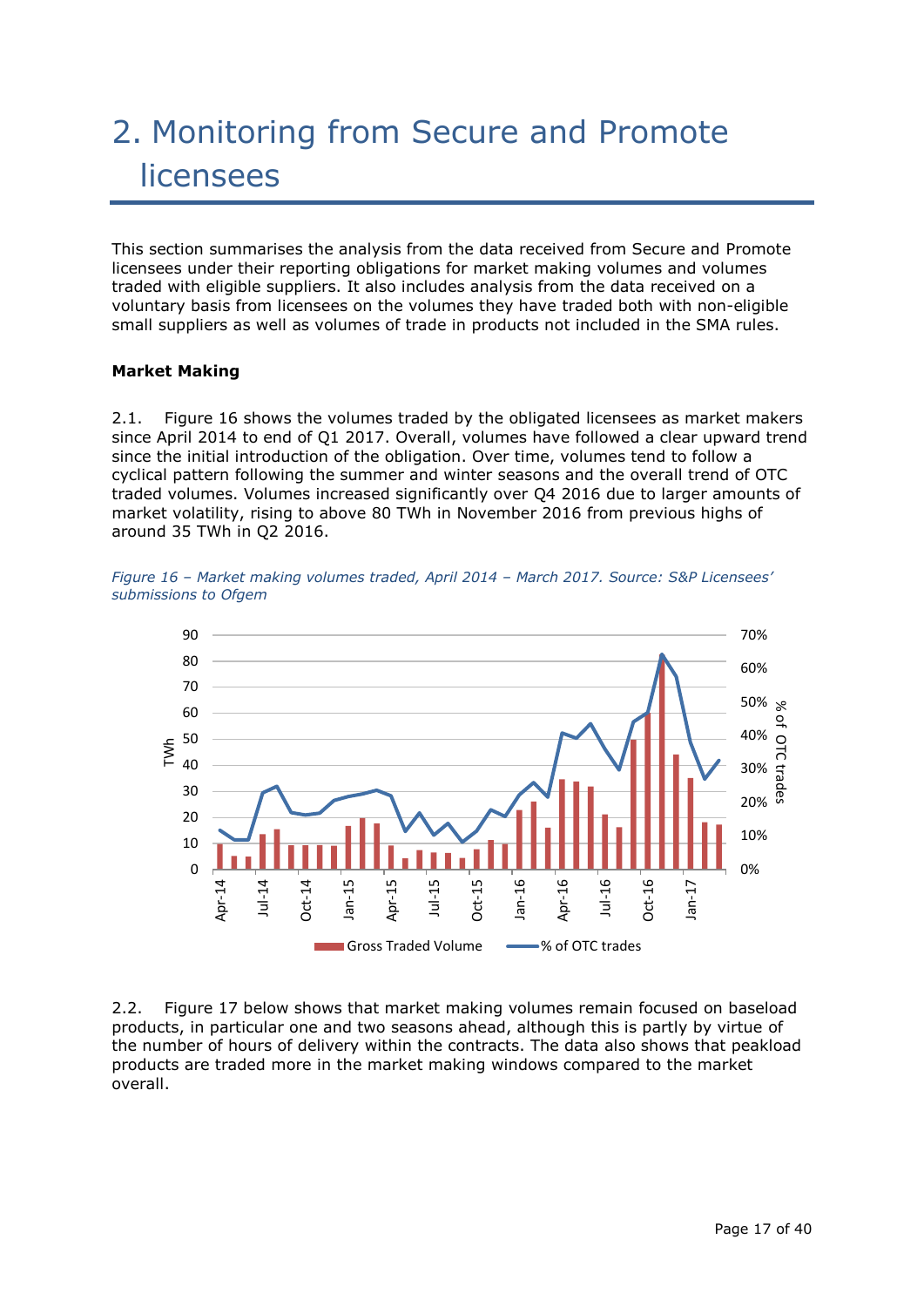# 2. Monitoring from Secure and Promote licensees

This section summarises the analysis from the data received from Secure and Promote licensees under their reporting obligations for market making volumes and volumes traded with eligible suppliers. It also includes analysis from the data received on a voluntary basis from licensees on the volumes they have traded both with non-eligible small suppliers as well as volumes of trade in products not included in the SMA rules.

**Market Making**

2.1. Figure 16 shows the volumes traded by the obligated licensees as market makers since April 2014 to end of Q1 2017. Overall, volumes have followed a clear upward trend since the initial introduction of the obligation. Over time, volumes tend to follow a cyclical pattern following the summer and winter seasons and the overall trend of OTC traded volumes. Volumes increased significantly over Q4 2016 due to larger amounts of market volatility, rising to above 80 TWh in November 2016 from previous highs of around 35 TWh in Q2 2016.

*Figure 16 – Market making volumes traded, April 2014 – March 2017. Source: S&P Licensees' submissions to Ofgem*

2.2. Figure 17 below shows that market making volumes remain focused on baseload products, in particular one and two seasons ahead, although this is partly by virtue of the number of hours of delivery within the contracts. The data also shows that peakload products are traded more in the market making windows compared to the market overall.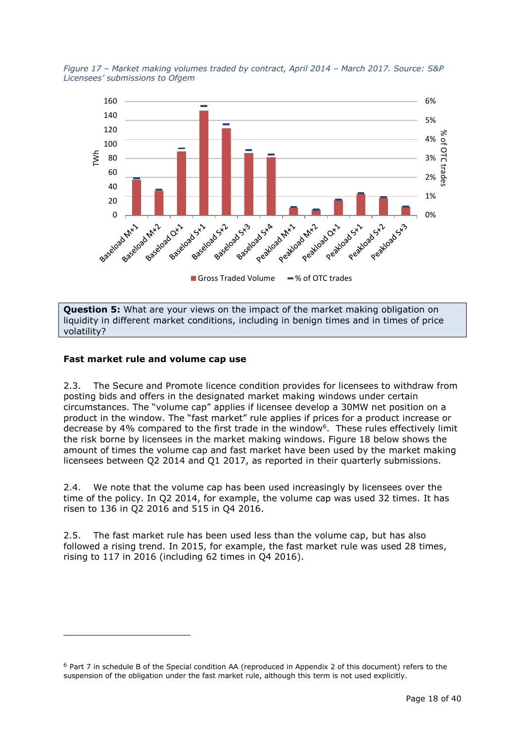*Figure 17 – Market making volumes traded by contract, April 2014 – March 2017. Source: S&P Licensees' submissions to Ofgem*

**Question 5:** What are your views on the impact of the market making obligation on liquidity in different market conditions, including in benign times and in times of price volatility?

**Fast market rule and volume cap use**

2.3. The Secure and Promote licence condition provides for licensees to withdraw from posting bids and offers in the designated market making windows under certain circumstances. The "volume cap" applies if licensee develop a 30MW net position on a product in the window. The "fast market" rule applies if prices for a product increase or decrease by 4% compared to the first trade in the window[6]. These rules effectively limit the risk borne by licensees in the market making windows. Figure 18 below shows the amount of times the volume cap and fast market have been used by the market making licensees between Q2 2014 and Q1 2017, as reported in their quarterly submissions.

2.4. We note that the volume cap has been used increasingly by licensees over the time of the policy. In Q2 2014, for example, the volume cap was used 32 times. It has risen to 136 in Q2 2016 and 515 in Q4 2016.

2.5. The fast market rule has been used less than the volume cap, but has also followed a rising trend. In 2015, for example, the fast market rule was used 28 times, rising to 117 in 2016 (including 62 times in Q4 2016).

[6] Part 7 in schedule B of the Special condition AA (reproduced in Appendix 2 of this document) refers to the suspension of the obligation under the fast market rule, although this term is not used explicitly.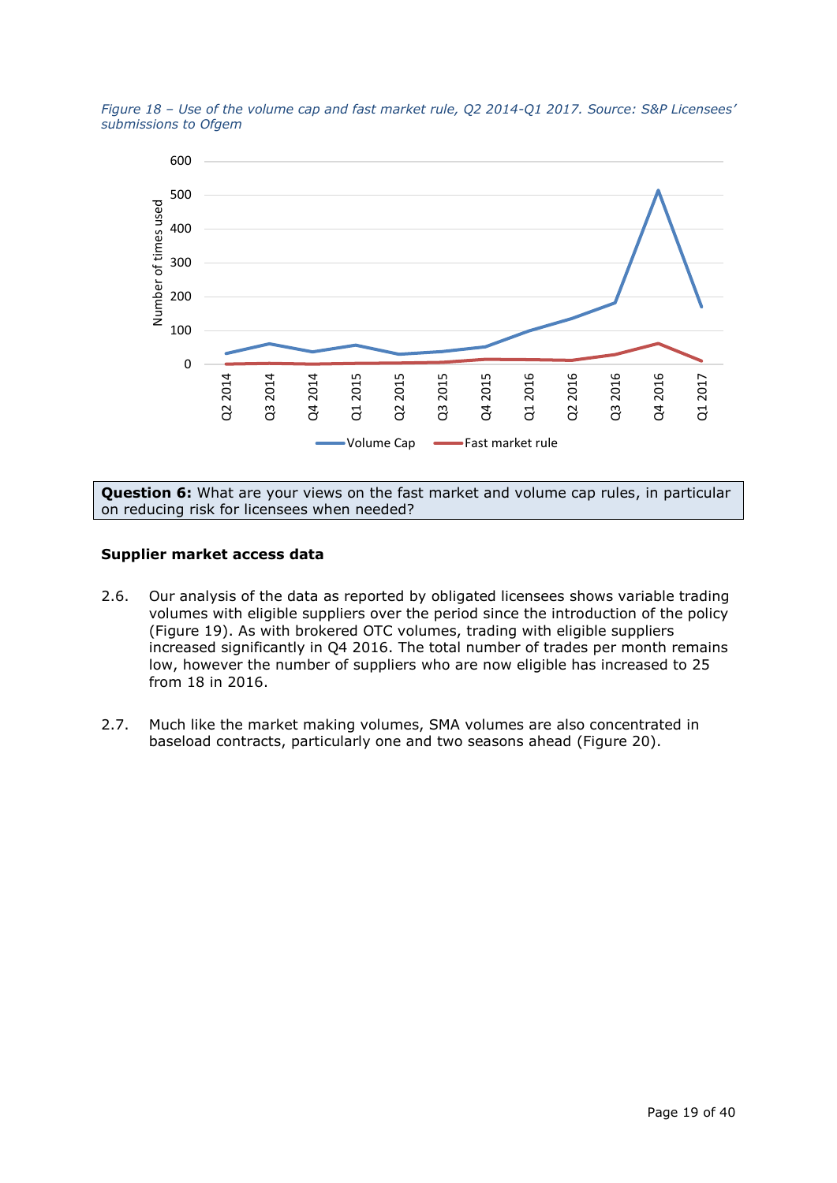*Figure 18 – Use of the volume cap and fast market rule, Q2 2014-Q1 2017. Source: S&P Licensees' submissions to Ofgem*

| **Question 6:** What are your views on the fast market and volume cap rules, in particular on reducing risk for licensees when needed? |
|---|

**Supplier market access data**

2.6. Our analysis of the data as reported by obligated licensees shows variable trading volumes with eligible suppliers over the period since the introduction of the policy (Figure 19). As with brokered OTC volumes, trading with eligible suppliers increased significantly in Q4 2016. The total number of trades per month remains low, however the number of suppliers who are now eligible has increased to 25 from 18 in 2016.

2.7. Much like the market making volumes, SMA volumes are also concentrated in baseload contracts, particularly one and two seasons ahead (Figure 20).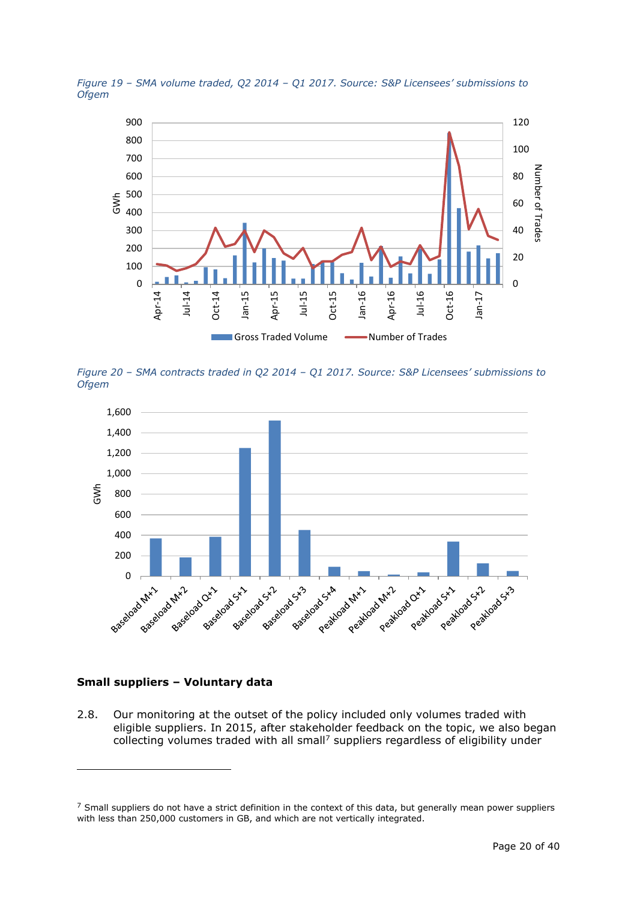*Figure 19 – SMA volume traded, Q2 2014 – Q1 2017. Source: S&P Licensees' submissions to Ofgem*

*Figure 20 – SMA contracts traded in Q2 2014 – Q1 2017. Source: S&P Licensees' submissions to Ofgem*

**Small suppliers – Voluntary data**

2.8. Our monitoring at the outset of the policy included only volumes traded with eligible suppliers. In 2015, after stakeholder feedback on the topic, we also began collecting volumes traded with all small[7] suppliers regardless of eligibility under

---

[7] Small suppliers do not have a strict definition in the context of this data, but generally mean power suppliers with less than 250,000 customers in GB, and which are not vertically integrated.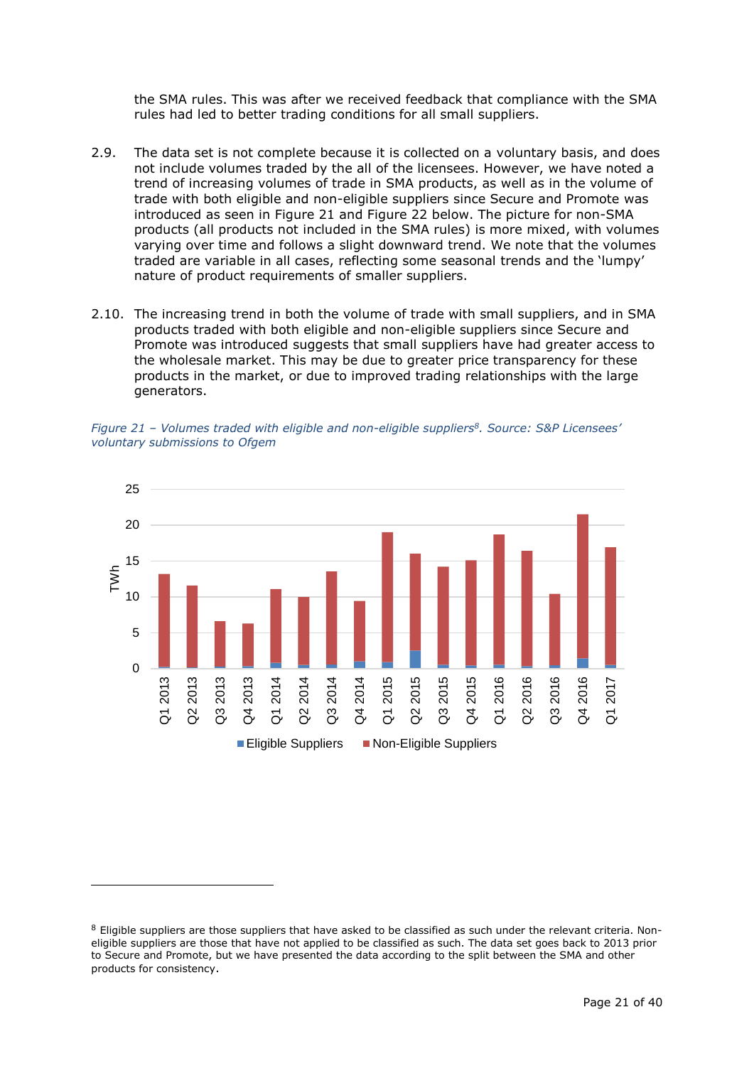the SMA rules. This was after we received feedback that compliance with the SMA rules had led to better trading conditions for all small suppliers.

2.9. The data set is not complete because it is collected on a voluntary basis, and does not include volumes traded by the all of the licensees. However, we have noted a trend of increasing volumes of trade in SMA products, as well as in the volume of trade with both eligible and non-eligible suppliers since Secure and Promote was introduced as seen in Figure 21 and Figure 22 below. The picture for non-SMA products (all products not included in the SMA rules) is more mixed, with volumes varying over time and follows a slight downward trend. We note that the volumes traded are variable in all cases, reflecting some seasonal trends and the 'lumpy' nature of product requirements of smaller suppliers.

2.10. The increasing trend in both the volume of trade with small suppliers, and in SMA products traded with both eligible and non-eligible suppliers since Secure and Promote was introduced suggests that small suppliers have had greater access to the wholesale market. This may be due to greater price transparency for these products in the market, or due to improved trading relationships with the large generators.

*Figure 21 – Volumes traded with eligible and non-eligible suppliers[8]. Source: S&P Licensees' voluntary submissions to Ofgem*

[8] Eligible suppliers are those suppliers that have asked to be classified as such under the relevant criteria. Non-eligible suppliers are those that have not applied to be classified as such. The data set goes back to 2013 prior to Secure and Promote, but we have presented the data according to the split between the SMA and other products for consistency.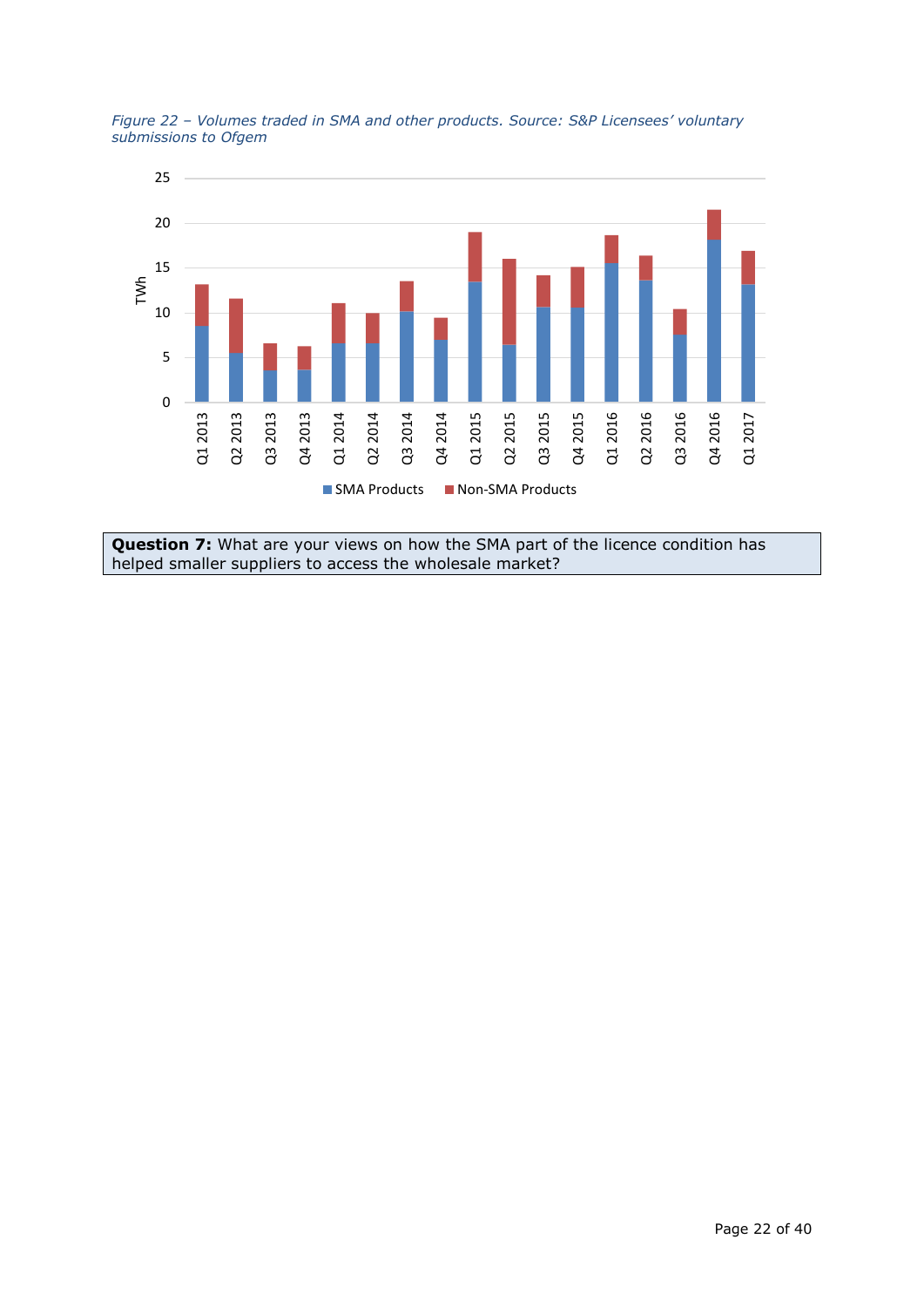*Figure 22 – Volumes traded in SMA and other products. Source: S&P Licensees' voluntary submissions to Ofgem*

**Question 7:** What are your views on how the SMA part of the licence condition has helped smaller suppliers to access the wholesale market?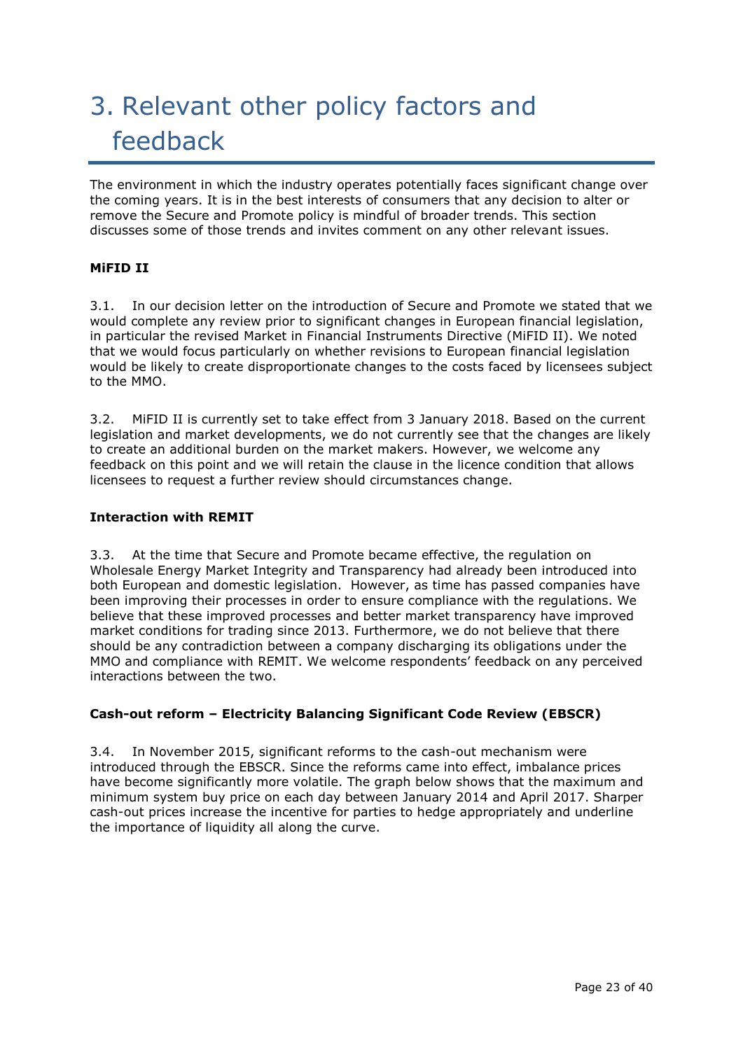# 3. Relevant other policy factors and feedback

The environment in which the industry operates potentially faces significant change over the coming years. It is in the best interests of consumers that any decision to alter or remove the Secure and Promote policy is mindful of broader trends. This section discusses some of those trends and invites comment on any other relevant issues.

### MiFID II

3.1. In our decision letter on the introduction of Secure and Promote we stated that we would complete any review prior to significant changes in European financial legislation, in particular the revised Market in Financial Instruments Directive (MiFID II). We noted that we would focus particularly on whether revisions to European financial legislation would be likely to create disproportionate changes to the costs faced by licensees subject to the MMO.

3.2. MiFID II is currently set to take effect from 3 January 2018. Based on the current legislation and market developments, we do not currently see that the changes are likely to create an additional burden on the market makers. However, we welcome any feedback on this point and we will retain the clause in the licence condition that allows licensees to request a further review should circumstances change.

### Interaction with REMIT

3.3. At the time that Secure and Promote became effective, the regulation on Wholesale Energy Market Integrity and Transparency had already been introduced into both European and domestic legislation. However, as time has passed companies have been improving their processes in order to ensure compliance with the regulations. We believe that these improved processes and better market transparency have improved market conditions for trading since 2013. Furthermore, we do not believe that there should be any contradiction between a company discharging its obligations under the MMO and compliance with REMIT. We welcome respondents' feedback on any perceived interactions between the two.

### Cash-out reform – Electricity Balancing Significant Code Review (EBSCR)

3.4. In November 2015, significant reforms to the cash-out mechanism were introduced through the EBSCR. Since the reforms came into effect, imbalance prices have become significantly more volatile. The graph below shows that the maximum and minimum system buy price on each day between January 2014 and April 2017. Sharper cash-out prices increase the incentive for parties to hedge appropriately and underline the importance of liquidity all along the curve.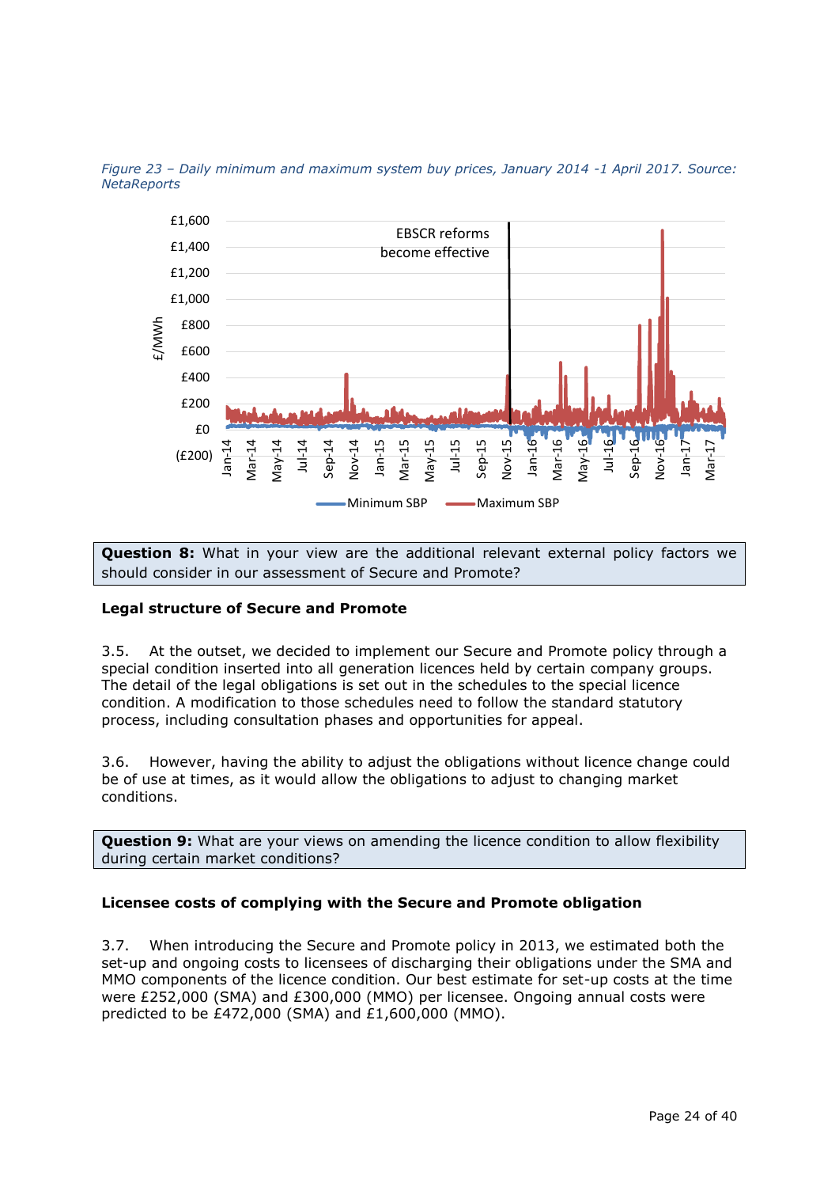*Figure 23 – Daily minimum and maximum system buy prices, January 2014 -1 April 2017. Source: NetaReports*

**Question 8:** What in your view are the additional relevant external policy factors we should consider in our assessment of Secure and Promote?

**Legal structure of Secure and Promote**

3.5. At the outset, we decided to implement our Secure and Promote policy through a special condition inserted into all generation licences held by certain company groups. The detail of the legal obligations is set out in the schedules to the special licence condition. A modification to those schedules need to follow the standard statutory process, including consultation phases and opportunities for appeal.

3.6. However, having the ability to adjust the obligations without licence change could be of use at times, as it would allow the obligations to adjust to changing market conditions.

**Question 9:** What are your views on amending the licence condition to allow flexibility during certain market conditions?

**Licensee costs of complying with the Secure and Promote obligation**

3.7. When introducing the Secure and Promote policy in 2013, we estimated both the set-up and ongoing costs to licensees of discharging their obligations under the SMA and MMO components of the licence condition. Our best estimate for set-up costs at the time were £252,000 (SMA) and £300,000 (MMO) per licensee. Ongoing annual costs were predicted to be £472,000 (SMA) and £1,600,000 (MMO).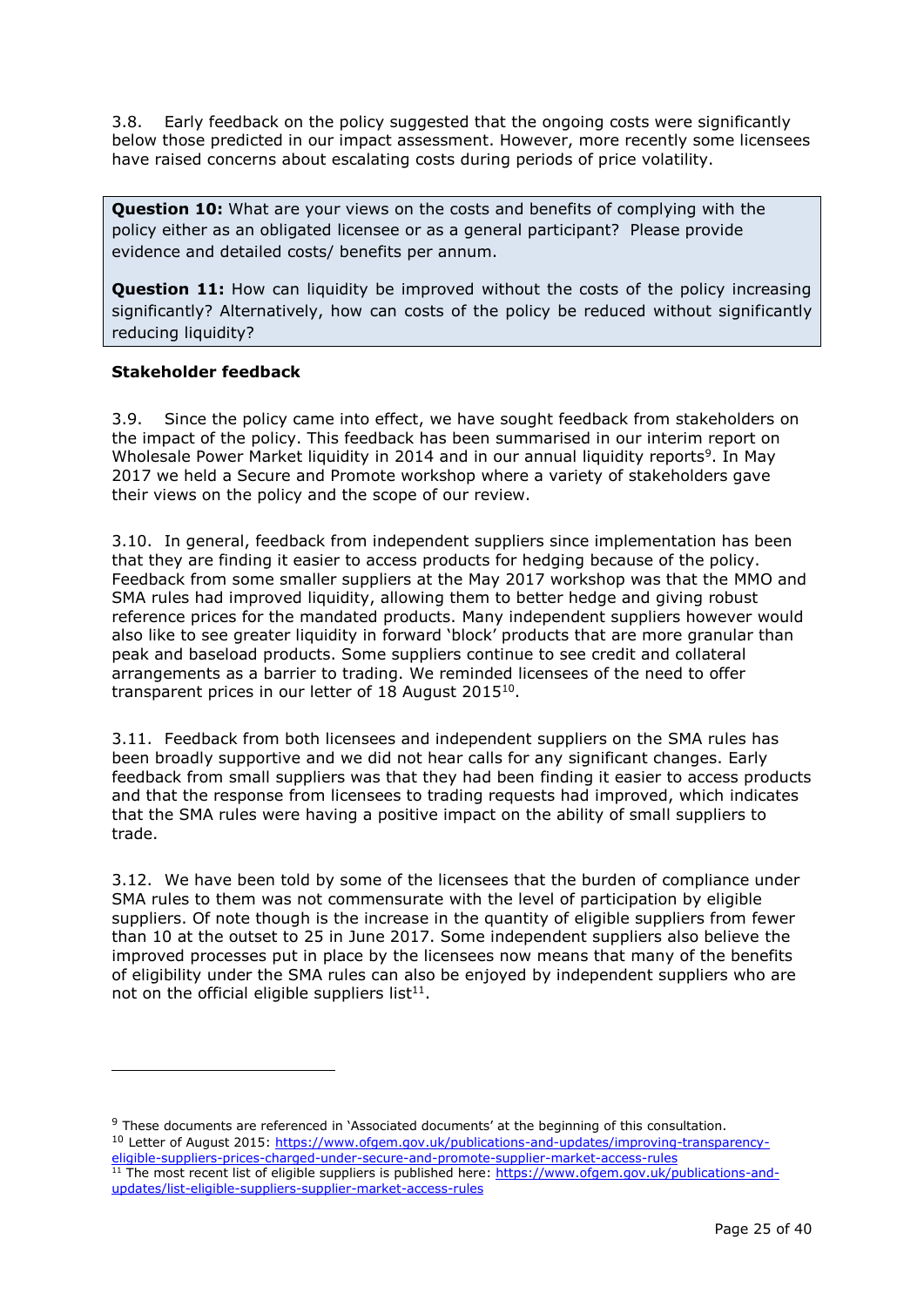3.8. Early feedback on the policy suggested that the ongoing costs were significantly below those predicted in our impact assessment. However, more recently some licensees have raised concerns about escalating costs during periods of price volatility.

> **Question 10:** What are your views on the costs and benefits of complying with the policy either as an obligated licensee or as a general participant? Please provide evidence and detailed costs/ benefits per annum.
>
> **Question 11:** How can liquidity be improved without the costs of the policy increasing significantly? Alternatively, how can costs of the policy be reduced without significantly reducing liquidity?

**Stakeholder feedback**

3.9. Since the policy came into effect, we have sought feedback from stakeholders on the impact of the policy. This feedback has been summarised in our interim report on Wholesale Power Market liquidity in 2014 and in our annual liquidity reports[9]. In May 2017 we held a Secure and Promote workshop where a variety of stakeholders gave their views on the policy and the scope of our review.

3.10. In general, feedback from independent suppliers since implementation has been that they are finding it easier to access products for hedging because of the policy. Feedback from some smaller suppliers at the May 2017 workshop was that the MMO and SMA rules had improved liquidity, allowing them to better hedge and giving robust reference prices for the mandated products. Many independent suppliers however would also like to see greater liquidity in forward 'block' products that are more granular than peak and baseload products. Some suppliers continue to see credit and collateral arrangements as a barrier to trading. We reminded licensees of the need to offer transparent prices in our letter of 18 August 2015[10].

3.11. Feedback from both licensees and independent suppliers on the SMA rules has been broadly supportive and we did not hear calls for any significant changes. Early feedback from small suppliers was that they had been finding it easier to access products and that the response from licensees to trading requests had improved, which indicates that the SMA rules were having a positive impact on the ability of small suppliers to trade.

3.12. We have been told by some of the licensees that the burden of compliance under SMA rules to them was not commensurate with the level of participation by eligible suppliers. Of note though is the increase in the quantity of eligible suppliers from fewer than 10 at the outset to 25 in June 2017. Some independent suppliers also believe the improved processes put in place by the licensees now means that many of the benefits of eligibility under the SMA rules can also be enjoyed by independent suppliers who are not on the official eligible suppliers list[11].

---

[9] These documents are referenced in 'Associated documents' at the beginning of this consultation.

[10] Letter of August 2015: https://www.ofgem.gov.uk/publications-and-updates/improving-transparency-eligible-suppliers-prices-charged-under-secure-and-promote-supplier-market-access-rules

[11] The most recent list of eligible suppliers is published here: https://www.ofgem.gov.uk/publications-and-updates/list-eligible-suppliers-supplier-market-access-rules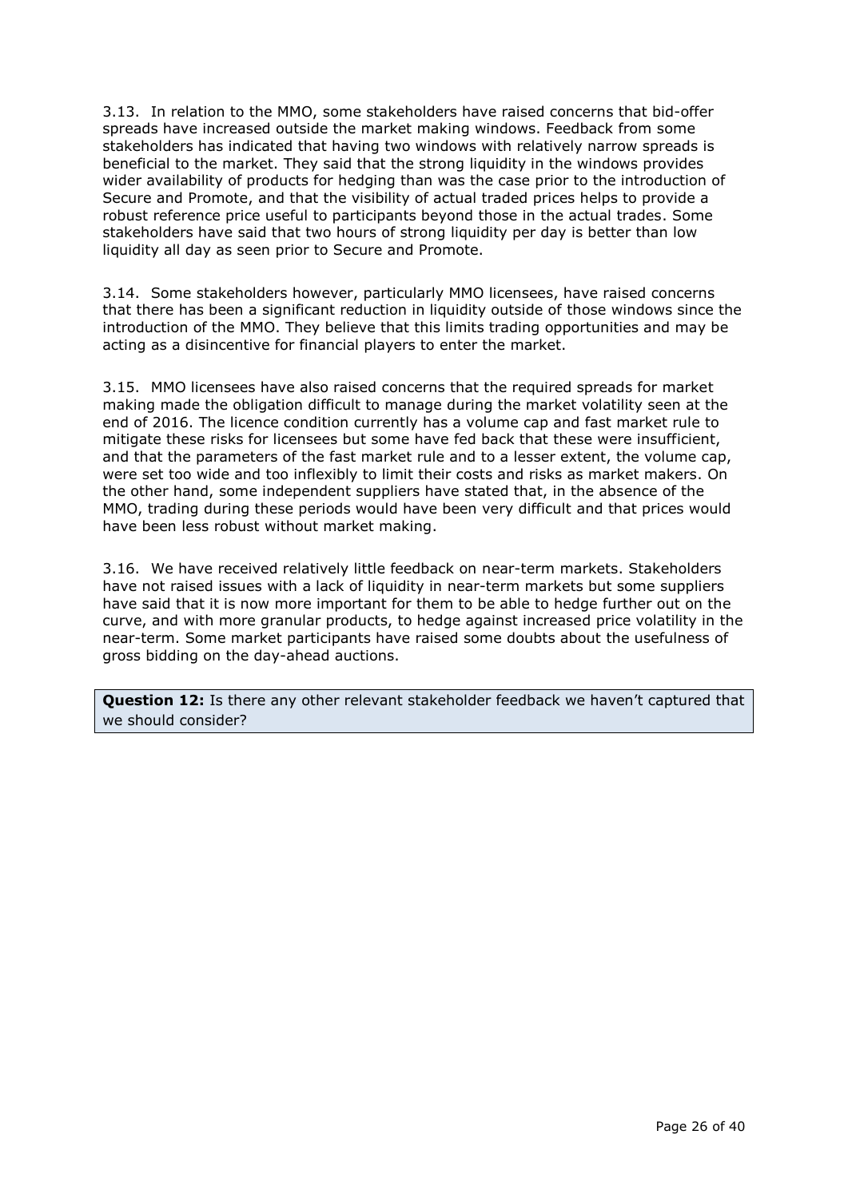3.13. In relation to the MMO, some stakeholders have raised concerns that bid-offer spreads have increased outside the market making windows. Feedback from some stakeholders has indicated that having two windows with relatively narrow spreads is beneficial to the market. They said that the strong liquidity in the windows provides wider availability of products for hedging than was the case prior to the introduction of Secure and Promote, and that the visibility of actual traded prices helps to provide a robust reference price useful to participants beyond those in the actual trades. Some stakeholders have said that two hours of strong liquidity per day is better than low liquidity all day as seen prior to Secure and Promote.

3.14. Some stakeholders however, particularly MMO licensees, have raised concerns that there has been a significant reduction in liquidity outside of those windows since the introduction of the MMO. They believe that this limits trading opportunities and may be acting as a disincentive for financial players to enter the market.

3.15. MMO licensees have also raised concerns that the required spreads for market making made the obligation difficult to manage during the market volatility seen at the end of 2016. The licence condition currently has a volume cap and fast market rule to mitigate these risks for licensees but some have fed back that these were insufficient, and that the parameters of the fast market rule and to a lesser extent, the volume cap, were set too wide and too inflexibly to limit their costs and risks as market makers. On the other hand, some independent suppliers have stated that, in the absence of the MMO, trading during these periods would have been very difficult and that prices would have been less robust without market making.

3.16. We have received relatively little feedback on near-term markets. Stakeholders have not raised issues with a lack of liquidity in near-term markets but some suppliers have said that it is now more important for them to be able to hedge further out on the curve, and with more granular products, to hedge against increased price volatility in the near-term. Some market participants have raised some doubts about the usefulness of gross bidding on the day-ahead auctions.

**Question 12:** Is there any other relevant stakeholder feedback we haven't captured that we should consider?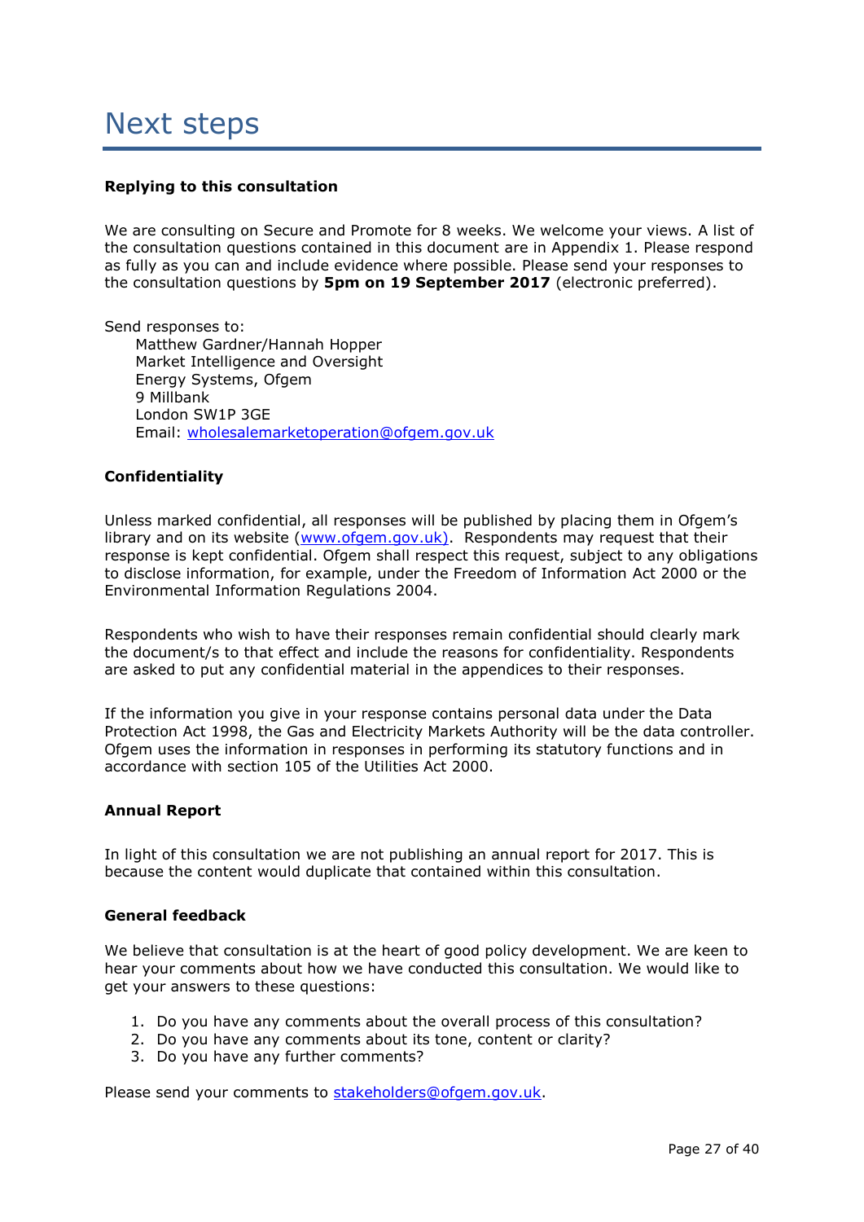# Next steps

**Replying to this consultation**

We are consulting on Secure and Promote for 8 weeks. We welcome your views. A list of the consultation questions contained in this document are in Appendix 1. Please respond as fully as you can and include evidence where possible. Please send your responses to the consultation questions by **5pm on 19 September 2017** (electronic preferred).

Send responses to:

Matthew Gardner/Hannah Hopper
Market Intelligence and Oversight
Energy Systems, Ofgem
9 Millbank
London SW1P 3GE
Email: wholesalemarketoperation@ofgem.gov.uk

**Confidentiality**

Unless marked confidential, all responses will be published by placing them in Ofgem's library and on its website (www.ofgem.gov.uk). Respondents may request that their response is kept confidential. Ofgem shall respect this request, subject to any obligations to disclose information, for example, under the Freedom of Information Act 2000 or the Environmental Information Regulations 2004.

Respondents who wish to have their responses remain confidential should clearly mark the document/s to that effect and include the reasons for confidentiality. Respondents are asked to put any confidential material in the appendices to their responses.

If the information you give in your response contains personal data under the Data Protection Act 1998, the Gas and Electricity Markets Authority will be the data controller. Ofgem uses the information in responses in performing its statutory functions and in accordance with section 105 of the Utilities Act 2000.

**Annual Report**

In light of this consultation we are not publishing an annual report for 2017. This is because the content would duplicate that contained within this consultation.

**General feedback**

We believe that consultation is at the heart of good policy development. We are keen to hear your comments about how we have conducted this consultation. We would like to get your answers to these questions:

1. Do you have any comments about the overall process of this consultation?
2. Do you have any comments about its tone, content or clarity?
3. Do you have any further comments?

Please send your comments to stakeholders@ofgem.gov.uk.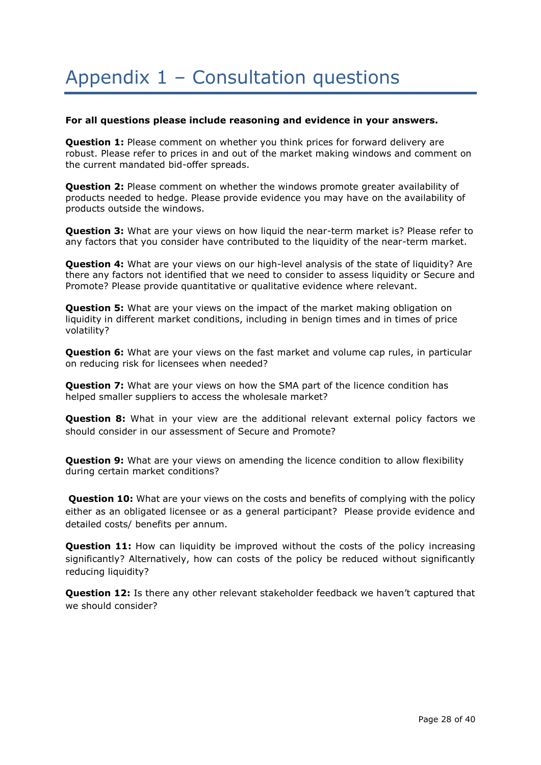# Appendix 1 – Consultation questions

**For all questions please include reasoning and evidence in your answers.**

**Question 1:** Please comment on whether you think prices for forward delivery are robust. Please refer to prices in and out of the market making windows and comment on the current mandated bid-offer spreads.

**Question 2:** Please comment on whether the windows promote greater availability of products needed to hedge. Please provide evidence you may have on the availability of products outside the windows.

**Question 3:** What are your views on how liquid the near-term market is? Please refer to any factors that you consider have contributed to the liquidity of the near-term market.

**Question 4:** What are your views on our high-level analysis of the state of liquidity? Are there any factors not identified that we need to consider to assess liquidity or Secure and Promote? Please provide quantitative or qualitative evidence where relevant.

**Question 5:** What are your views on the impact of the market making obligation on liquidity in different market conditions, including in benign times and in times of price volatility?

**Question 6:** What are your views on the fast market and volume cap rules, in particular on reducing risk for licensees when needed?

**Question 7:** What are your views on how the SMA part of the licence condition has helped smaller suppliers to access the wholesale market?

**Question 8:** What in your view are the additional relevant external policy factors we should consider in our assessment of Secure and Promote?

**Question 9:** What are your views on amending the licence condition to allow flexibility during certain market conditions?

**Question 10:** What are your views on the costs and benefits of complying with the policy either as an obligated licensee or as a general participant? Please provide evidence and detailed costs/ benefits per annum.

**Question 11:** How can liquidity be improved without the costs of the policy increasing significantly? Alternatively, how can costs of the policy be reduced without significantly reducing liquidity?

**Question 12:** Is there any other relevant stakeholder feedback we haven't captured that we should consider?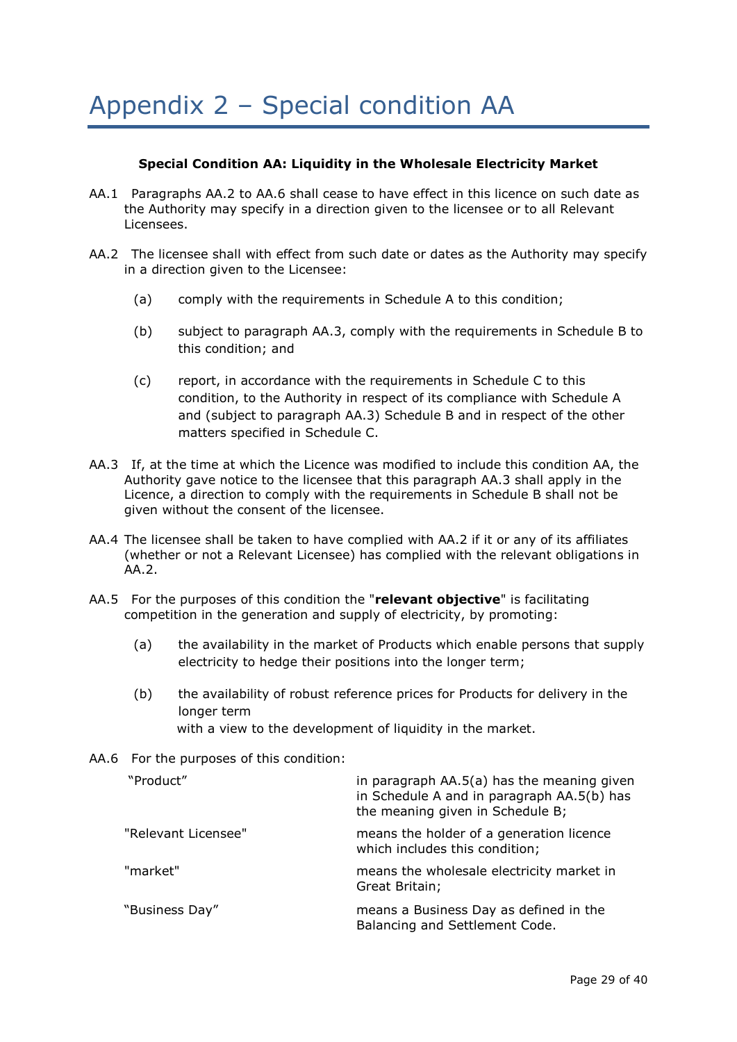# Appendix 2 – Special condition AA

**Special Condition AA: Liquidity in the Wholesale Electricity Market**

AA.1 Paragraphs AA.2 to AA.6 shall cease to have effect in this licence on such date as the Authority may specify in a direction given to the licensee or to all Relevant Licensees.

AA.2 The licensee shall with effect from such date or dates as the Authority may specify in a direction given to the Licensee:

(a) comply with the requirements in Schedule A to this condition;

(b) subject to paragraph AA.3, comply with the requirements in Schedule B to this condition; and

(c) report, in accordance with the requirements in Schedule C to this condition, to the Authority in respect of its compliance with Schedule A and (subject to paragraph AA.3) Schedule B and in respect of the other matters specified in Schedule C.

AA.3 If, at the time at which the Licence was modified to include this condition AA, the Authority gave notice to the licensee that this paragraph AA.3 shall apply in the Licence, a direction to comply with the requirements in Schedule B shall not be given without the consent of the licensee.

AA.4 The licensee shall be taken to have complied with AA.2 if it or any of its affiliates (whether or not a Relevant Licensee) has complied with the relevant obligations in AA.2.

AA.5 For the purposes of this condition the "**relevant objective**" is facilitating competition in the generation and supply of electricity, by promoting:

(a) the availability in the market of Products which enable persons that supply electricity to hedge their positions into the longer term;

(b) the availability of robust reference prices for Products for delivery in the longer term

with a view to the development of liquidity in the market.

AA.6 For the purposes of this condition:

| | |
|---|---|
| "Product" | in paragraph AA.5(a) has the meaning given in Schedule A and in paragraph AA.5(b) has the meaning given in Schedule B; |
| "Relevant Licensee" | means the holder of a generation licence which includes this condition; |
| "market" | means the wholesale electricity market in Great Britain; |
| "Business Day" | means a Business Day as defined in the Balancing and Settlement Code. |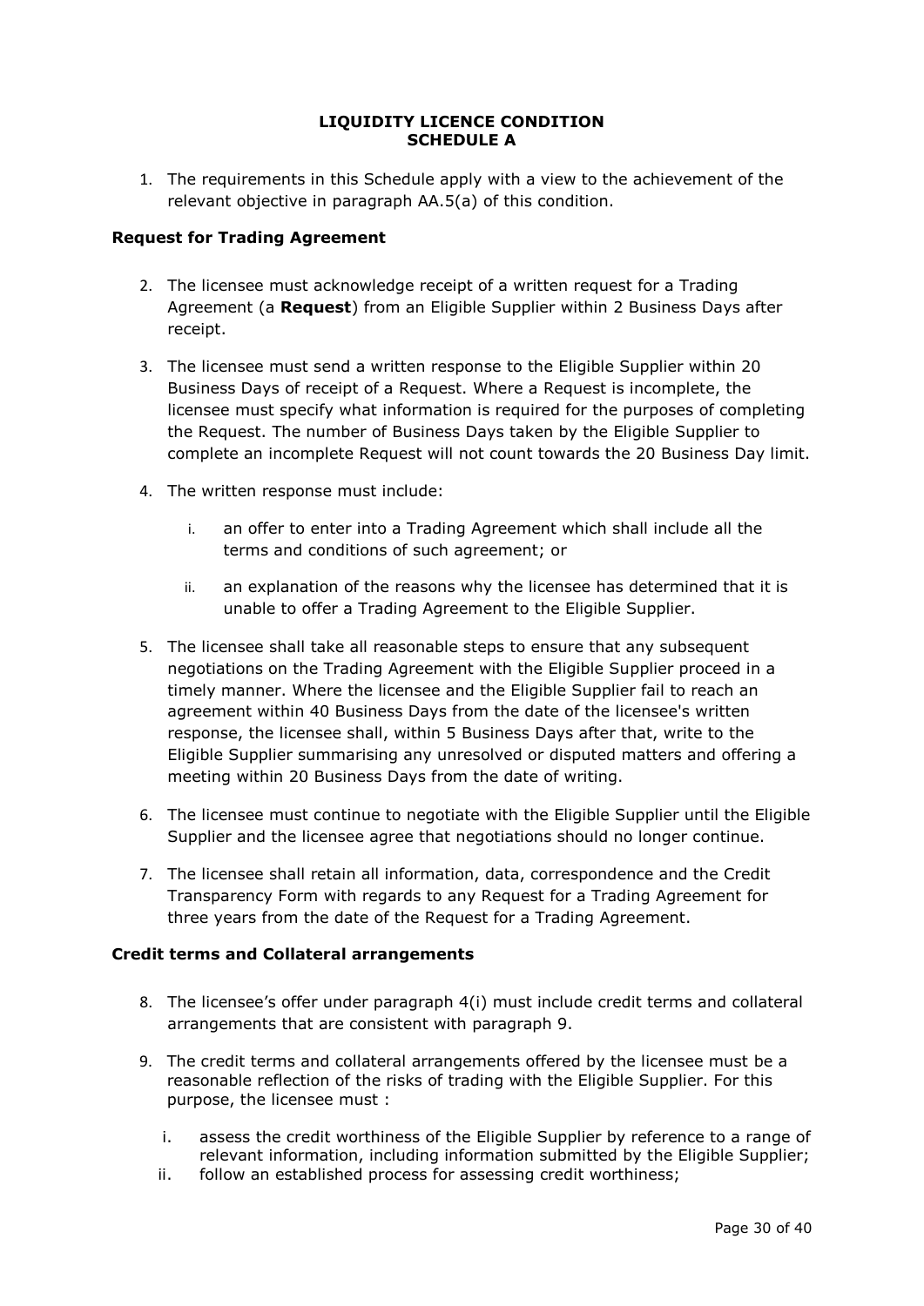# LIQUIDITY LICENCE CONDITION
# SCHEDULE A

1. The requirements in this Schedule apply with a view to the achievement of the relevant objective in paragraph AA.5(a) of this condition.

### Request for Trading Agreement

2. The licensee must acknowledge receipt of a written request for a Trading Agreement (a **Request**) from an Eligible Supplier within 2 Business Days after receipt.

3. The licensee must send a written response to the Eligible Supplier within 20 Business Days of receipt of a Request. Where a Request is incomplete, the licensee must specify what information is required for the purposes of completing the Request. The number of Business Days taken by the Eligible Supplier to complete an incomplete Request will not count towards the 20 Business Day limit.

4. The written response must include:

   i. an offer to enter into a Trading Agreement which shall include all the terms and conditions of such agreement; or

   ii. an explanation of the reasons why the licensee has determined that it is unable to offer a Trading Agreement to the Eligible Supplier.

5. The licensee shall take all reasonable steps to ensure that any subsequent negotiations on the Trading Agreement with the Eligible Supplier proceed in a timely manner. Where the licensee and the Eligible Supplier fail to reach an agreement within 40 Business Days from the date of the licensee's written response, the licensee shall, within 5 Business Days after that, write to the Eligible Supplier summarising any unresolved or disputed matters and offering a meeting within 20 Business Days from the date of writing.

6. The licensee must continue to negotiate with the Eligible Supplier until the Eligible Supplier and the licensee agree that negotiations should no longer continue.

7. The licensee shall retain all information, data, correspondence and the Credit Transparency Form with regards to any Request for a Trading Agreement for three years from the date of the Request for a Trading Agreement.

### Credit terms and Collateral arrangements

8. The licensee's offer under paragraph 4(i) must include credit terms and collateral arrangements that are consistent with paragraph 9.

9. The credit terms and collateral arrangements offered by the licensee must be a reasonable reflection of the risks of trading with the Eligible Supplier. For this purpose, the licensee must :

   i. assess the credit worthiness of the Eligible Supplier by reference to a range of relevant information, including information submitted by the Eligible Supplier;
   ii. follow an established process for assessing credit worthiness;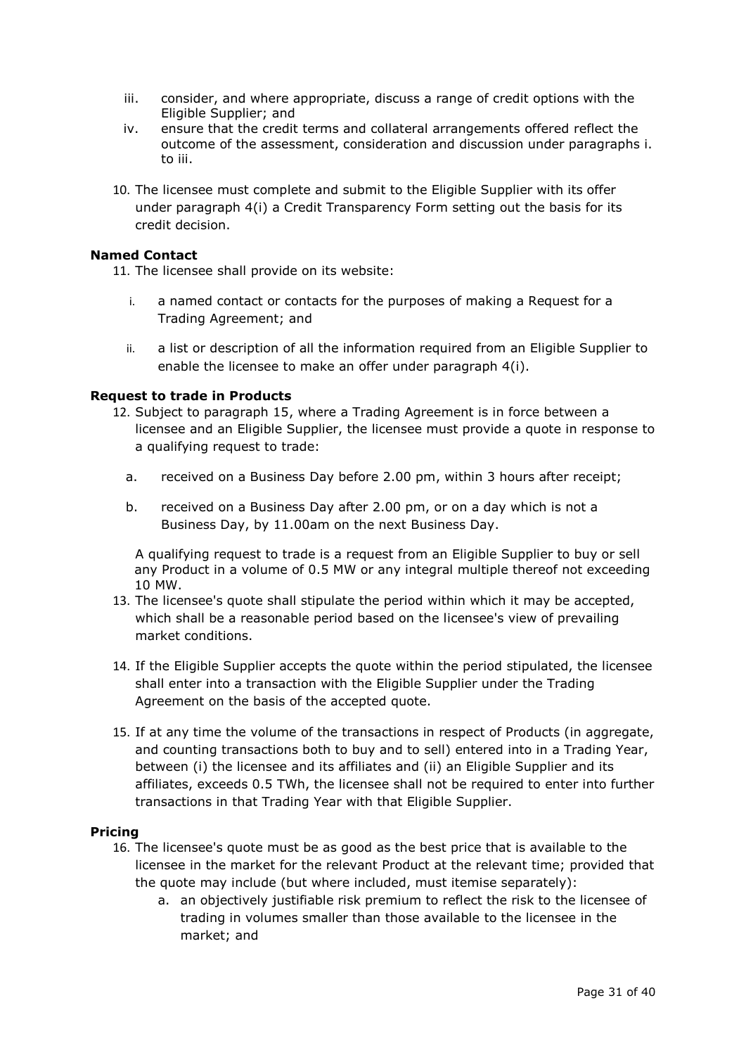iii. consider, and where appropriate, discuss a range of credit options with the Eligible Supplier; and

iv. ensure that the credit terms and collateral arrangements offered reflect the outcome of the assessment, consideration and discussion under paragraphs i. to iii.

10. The licensee must complete and submit to the Eligible Supplier with its offer under paragraph 4(i) a Credit Transparency Form setting out the basis for its credit decision.

**Named Contact**

11. The licensee shall provide on its website:

    i. a named contact or contacts for the purposes of making a Request for a Trading Agreement; and

    ii. a list or description of all the information required from an Eligible Supplier to enable the licensee to make an offer under paragraph 4(i).

**Request to trade in Products**

12. Subject to paragraph 15, where a Trading Agreement is in force between a licensee and an Eligible Supplier, the licensee must provide a quote in response to a qualifying request to trade:

    a. received on a Business Day before 2.00 pm, within 3 hours after receipt;

    b. received on a Business Day after 2.00 pm, or on a day which is not a Business Day, by 11.00am on the next Business Day.

    A qualifying request to trade is a request from an Eligible Supplier to buy or sell any Product in a volume of 0.5 MW or any integral multiple thereof not exceeding 10 MW.

13. The licensee's quote shall stipulate the period within which it may be accepted, which shall be a reasonable period based on the licensee's view of prevailing market conditions.

14. If the Eligible Supplier accepts the quote within the period stipulated, the licensee shall enter into a transaction with the Eligible Supplier under the Trading Agreement on the basis of the accepted quote.

15. If at any time the volume of the transactions in respect of Products (in aggregate, and counting transactions both to buy and to sell) entered into in a Trading Year, between (i) the licensee and its affiliates and (ii) an Eligible Supplier and its affiliates, exceeds 0.5 TWh, the licensee shall not be required to enter into further transactions in that Trading Year with that Eligible Supplier.

**Pricing**

16. The licensee's quote must be as good as the best price that is available to the licensee in the market for the relevant Product at the relevant time; provided that the quote may include (but where included, must itemise separately):

    a. an objectively justifiable risk premium to reflect the risk to the licensee of trading in volumes smaller than those available to the licensee in the market; and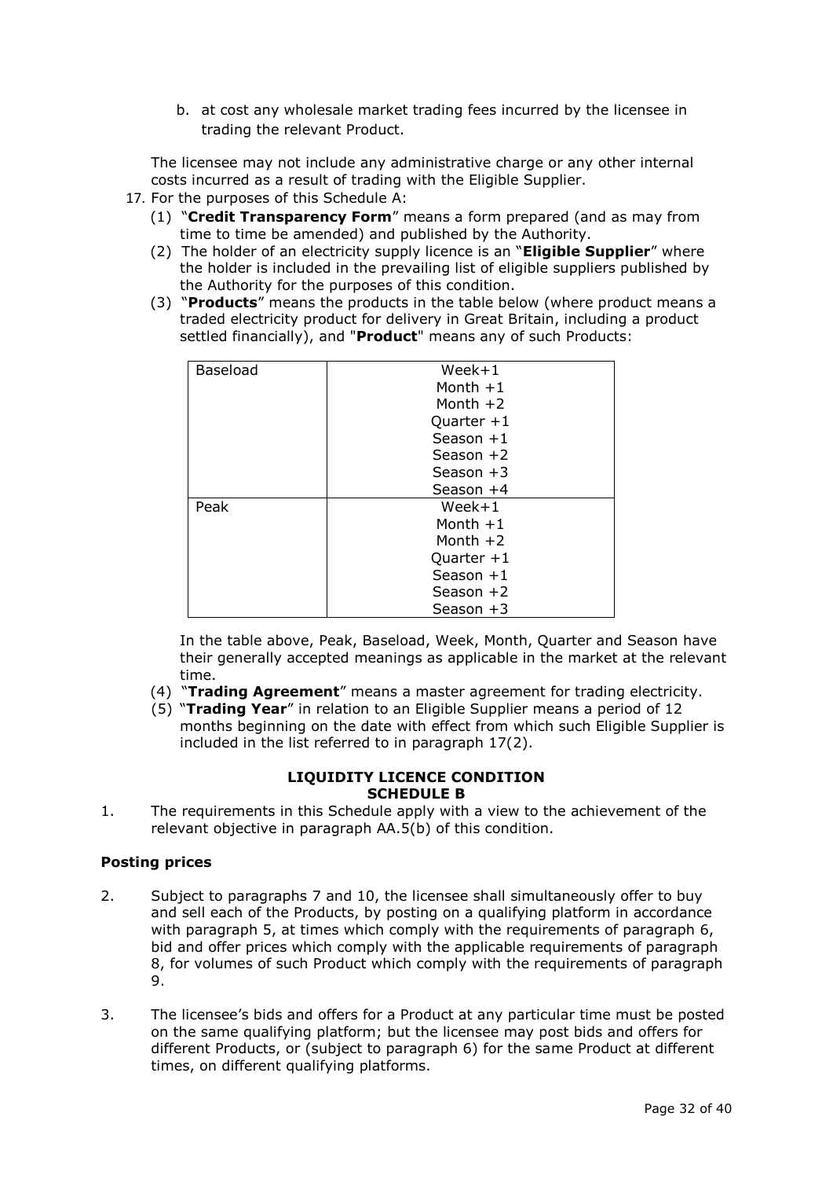b. at cost any wholesale market trading fees incurred by the licensee in trading the relevant Product.

The licensee may not include any administrative charge or any other internal costs incurred as a result of trading with the Eligible Supplier.

17. For the purposes of this Schedule A:
    (1) "**Credit Transparency Form**" means a form prepared (and as may from time to time be amended) and published by the Authority.
    (2) The holder of an electricity supply licence is an "**Eligible Supplier**" where the holder is included in the prevailing list of eligible suppliers published by the Authority for the purposes of this condition.
    (3) "**Products**" means the products in the table below (where product means a traded electricity product for delivery in Great Britain, including a product settled financially), and "**Product**" means any of such Products:

| | |
|---|---|
| Baseload | Week+1<br>Month +1<br>Month +2<br>Quarter +1<br>Season +1<br>Season +2<br>Season +3<br>Season +4 |
| Peak | Week+1<br>Month +1<br>Month +2<br>Quarter +1<br>Season +1<br>Season +2<br>Season +3 |

In the table above, Peak, Baseload, Week, Month, Quarter and Season have their generally accepted meanings as applicable in the market at the relevant time.

    (4) "**Trading Agreement**" means a master agreement for trading electricity.
    (5) "**Trading Year**" in relation to an Eligible Supplier means a period of 12 months beginning on the date with effect from which such Eligible Supplier is included in the list referred to in paragraph 17(2).

## LIQUIDITY LICENCE CONDITION SCHEDULE B

1. The requirements in this Schedule apply with a view to the achievement of the relevant objective in paragraph AA.5(b) of this condition.

### Posting prices

2. Subject to paragraphs 7 and 10, the licensee shall simultaneously offer to buy and sell each of the Products, by posting on a qualifying platform in accordance with paragraph 5, at times which comply with the requirements of paragraph 6, bid and offer prices which comply with the applicable requirements of paragraph 8, for volumes of such Product which comply with the requirements of paragraph 9.

3. The licensee's bids and offers for a Product at any particular time must be posted on the same qualifying platform; but the licensee may post bids and offers for different Products, or (subject to paragraph 6) for the same Product at different times, on different qualifying platforms.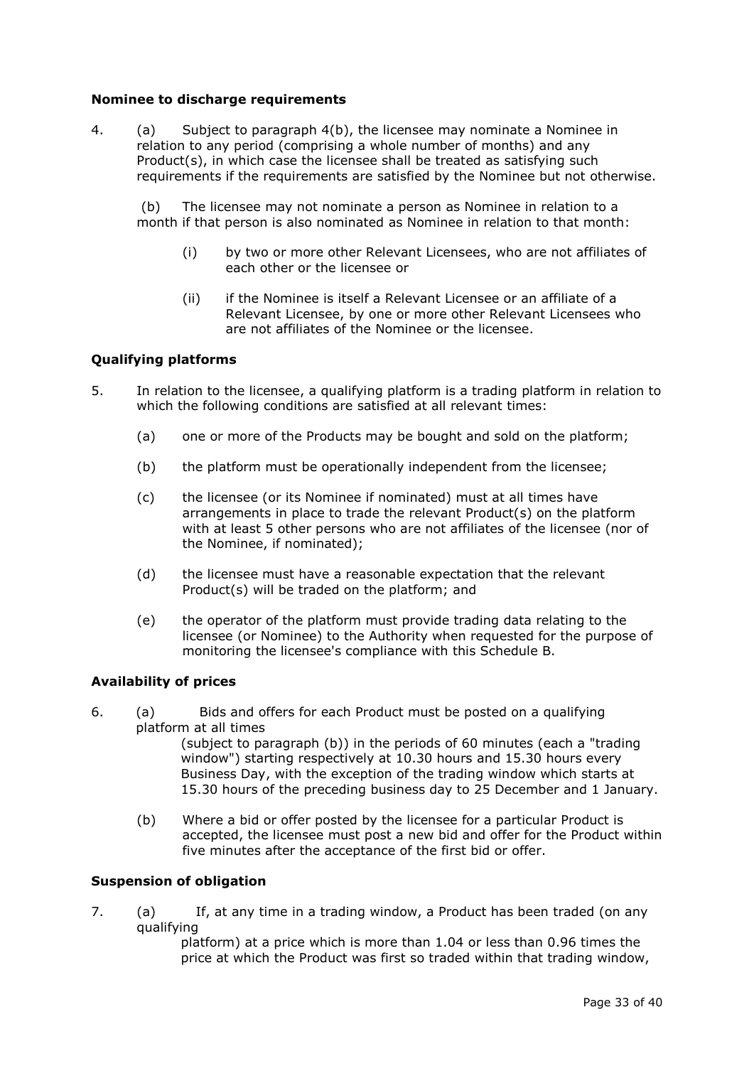**Nominee to discharge requirements**

4. (a) Subject to paragraph 4(b), the licensee may nominate a Nominee in relation to any period (comprising a whole number of months) and any Product(s), in which case the licensee shall be treated as satisfying such requirements if the requirements are satisfied by the Nominee but not otherwise.

 (b) The licensee may not nominate a person as Nominee in relation to a month if that person is also nominated as Nominee in relation to that month:

 (i) by two or more other Relevant Licensees, who are not affiliates of each other or the licensee or

 (ii) if the Nominee is itself a Relevant Licensee or an affiliate of a Relevant Licensee, by one or more other Relevant Licensees who are not affiliates of the Nominee or the licensee.

**Qualifying platforms**

5. In relation to the licensee, a qualifying platform is a trading platform in relation to which the following conditions are satisfied at all relevant times:

 (a) one or more of the Products may be bought and sold on the platform;

 (b) the platform must be operationally independent from the licensee;

 (c) the licensee (or its Nominee if nominated) must at all times have arrangements in place to trade the relevant Product(s) on the platform with at least 5 other persons who are not affiliates of the licensee (nor of the Nominee, if nominated);

 (d) the licensee must have a reasonable expectation that the relevant Product(s) will be traded on the platform; and

 (e) the operator of the platform must provide trading data relating to the licensee (or Nominee) to the Authority when requested for the purpose of monitoring the licensee's compliance with this Schedule B.

**Availability of prices**

6. (a) Bids and offers for each Product must be posted on a qualifying platform at all times (subject to paragraph (b)) in the periods of 60 minutes (each a "trading window") starting respectively at 10.30 hours and 15.30 hours every Business Day, with the exception of the trading window which starts at 15.30 hours of the preceding business day to 25 December and 1 January.

 (b) Where a bid or offer posted by the licensee for a particular Product is accepted, the licensee must post a new bid and offer for the Product within five minutes after the acceptance of the first bid or offer.

**Suspension of obligation**

7. (a) If, at any time in a trading window, a Product has been traded (on any qualifying platform) at a price which is more than 1.04 or less than 0.96 times the price at which the Product was first so traded within that trading window,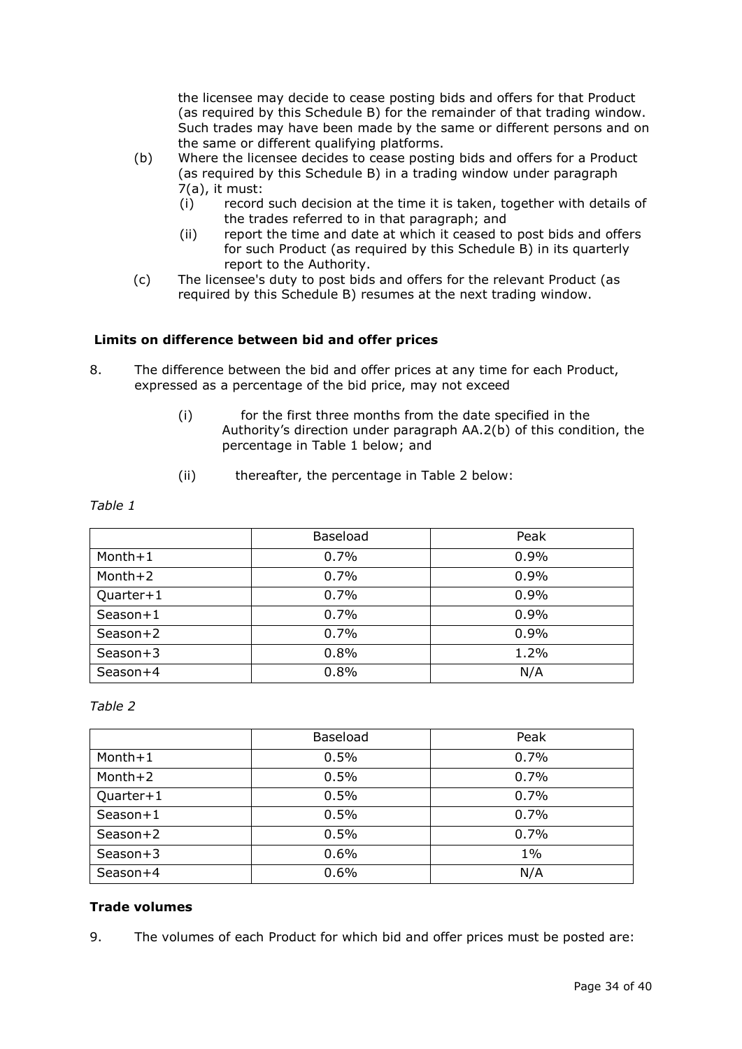the licensee may decide to cease posting bids and offers for that Product (as required by this Schedule B) for the remainder of that trading window. Such trades may have been made by the same or different persons and on the same or different qualifying platforms.

(b) Where the licensee decides to cease posting bids and offers for a Product (as required by this Schedule B) in a trading window under paragraph 7(a), it must:
   (i) record such decision at the time it is taken, together with details of the trades referred to in that paragraph; and
   (ii) report the time and date at which it ceased to post bids and offers for such Product (as required by this Schedule B) in its quarterly report to the Authority.

(c) The licensee's duty to post bids and offers for the relevant Product (as required by this Schedule B) resumes at the next trading window.

**Limits on difference between bid and offer prices**

8. The difference between the bid and offer prices at any time for each Product, expressed as a percentage of the bid price, may not exceed

   (i) for the first three months from the date specified in the Authority's direction under paragraph AA.2(b) of this condition, the percentage in Table 1 below; and

   (ii) thereafter, the percentage in Table 2 below:

*Table 1*

| | Baseload | Peak |
|---|---|---|
| Month+1 | 0.7% | 0.9% |
| Month+2 | 0.7% | 0.9% |
| Quarter+1 | 0.7% | 0.9% |
| Season+1 | 0.7% | 0.9% |
| Season+2 | 0.7% | 0.9% |
| Season+3 | 0.8% | 1.2% |
| Season+4 | 0.8% | N/A |

*Table 2*

| | Baseload | Peak |
|---|---|---|
| Month+1 | 0.5% | 0.7% |
| Month+2 | 0.5% | 0.7% |
| Quarter+1 | 0.5% | 0.7% |
| Season+1 | 0.5% | 0.7% |
| Season+2 | 0.5% | 0.7% |
| Season+3 | 0.6% | 1% |
| Season+4 | 0.6% | N/A |

**Trade volumes**

9. The volumes of each Product for which bid and offer prices must be posted are: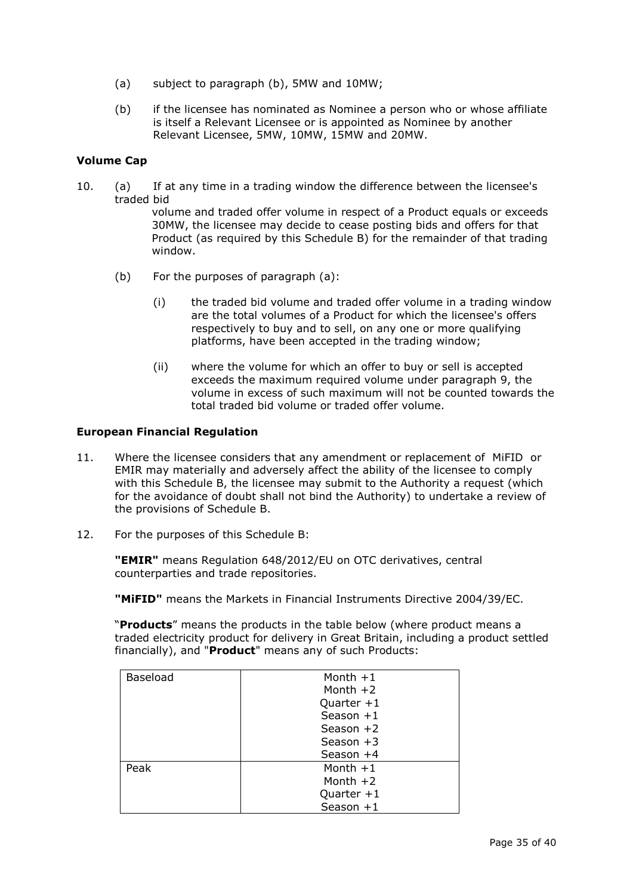(a) subject to paragraph (b), 5MW and 10MW;

(b) if the licensee has nominated as Nominee a person who or whose affiliate is itself a Relevant Licensee or is appointed as Nominee by another Relevant Licensee, 5MW, 10MW, 15MW and 20MW.

**Volume Cap**

10. (a) If at any time in a trading window the difference between the licensee's traded bid volume and traded offer volume in respect of a Product equals or exceeds 30MW, the licensee may decide to cease posting bids and offers for that Product (as required by this Schedule B) for the remainder of that trading window.

(b) For the purposes of paragraph (a):

(i) the traded bid volume and traded offer volume in a trading window are the total volumes of a Product for which the licensee's offers respectively to buy and to sell, on any one or more qualifying platforms, have been accepted in the trading window;

(ii) where the volume for which an offer to buy or sell is accepted exceeds the maximum required volume under paragraph 9, the volume in excess of such maximum will not be counted towards the total traded bid volume or traded offer volume.

**European Financial Regulation**

11. Where the licensee considers that any amendment or replacement of MiFID or EMIR may materially and adversely affect the ability of the licensee to comply with this Schedule B, the licensee may submit to the Authority a request (which for the avoidance of doubt shall not bind the Authority) to undertake a review of the provisions of Schedule B.

12. For the purposes of this Schedule B:

**"EMIR"** means Regulation 648/2012/EU on OTC derivatives, central counterparties and trade repositories.

**"MiFID"** means the Markets in Financial Instruments Directive 2004/39/EC.

"**Products**" means the products in the table below (where product means a traded electricity product for delivery in Great Britain, including a product settled financially), and "**Product**" means any of such Products:

| | |
|---|---|
| Baseload | Month +1<br>Month +2<br>Quarter +1<br>Season +1<br>Season +2<br>Season +3<br>Season +4 |
| Peak | Month +1<br>Month +2<br>Quarter +1<br>Season +1 |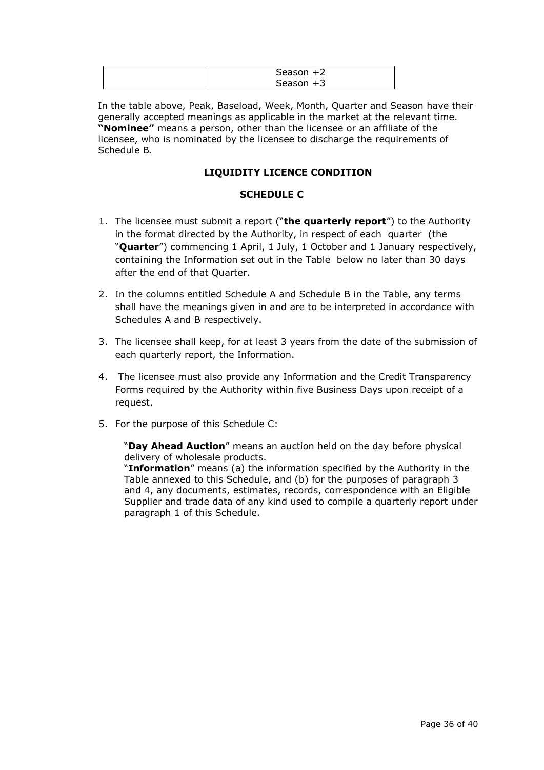| | Season +2<br>Season +3 |
|---|---|

In the table above, Peak, Baseload, Week, Month, Quarter and Season have their generally accepted meanings as applicable in the market at the relevant time.
**"Nominee"** means a person, other than the licensee or an affiliate of the licensee, who is nominated by the licensee to discharge the requirements of Schedule B.

## LIQUIDITY LICENCE CONDITION

## SCHEDULE C

1. The licensee must submit a report ("**the quarterly report**") to the Authority in the format directed by the Authority, in respect of each quarter (the "**Quarter**") commencing 1 April, 1 July, 1 October and 1 January respectively, containing the Information set out in the Table below no later than 30 days after the end of that Quarter.

2. In the columns entitled Schedule A and Schedule B in the Table, any terms shall have the meanings given in and are to be interpreted in accordance with Schedules A and B respectively.

3. The licensee shall keep, for at least 3 years from the date of the submission of each quarterly report, the Information.

4. The licensee must also provide any Information and the Credit Transparency Forms required by the Authority within five Business Days upon receipt of a request.

5. For the purpose of this Schedule C:

   "**Day Ahead Auction**" means an auction held on the day before physical delivery of wholesale products.
   "**Information**" means (a) the information specified by the Authority in the Table annexed to this Schedule, and (b) for the purposes of paragraph 3 and 4, any documents, estimates, records, correspondence with an Eligible Supplier and trade data of any kind used to compile a quarterly report under paragraph 1 of this Schedule.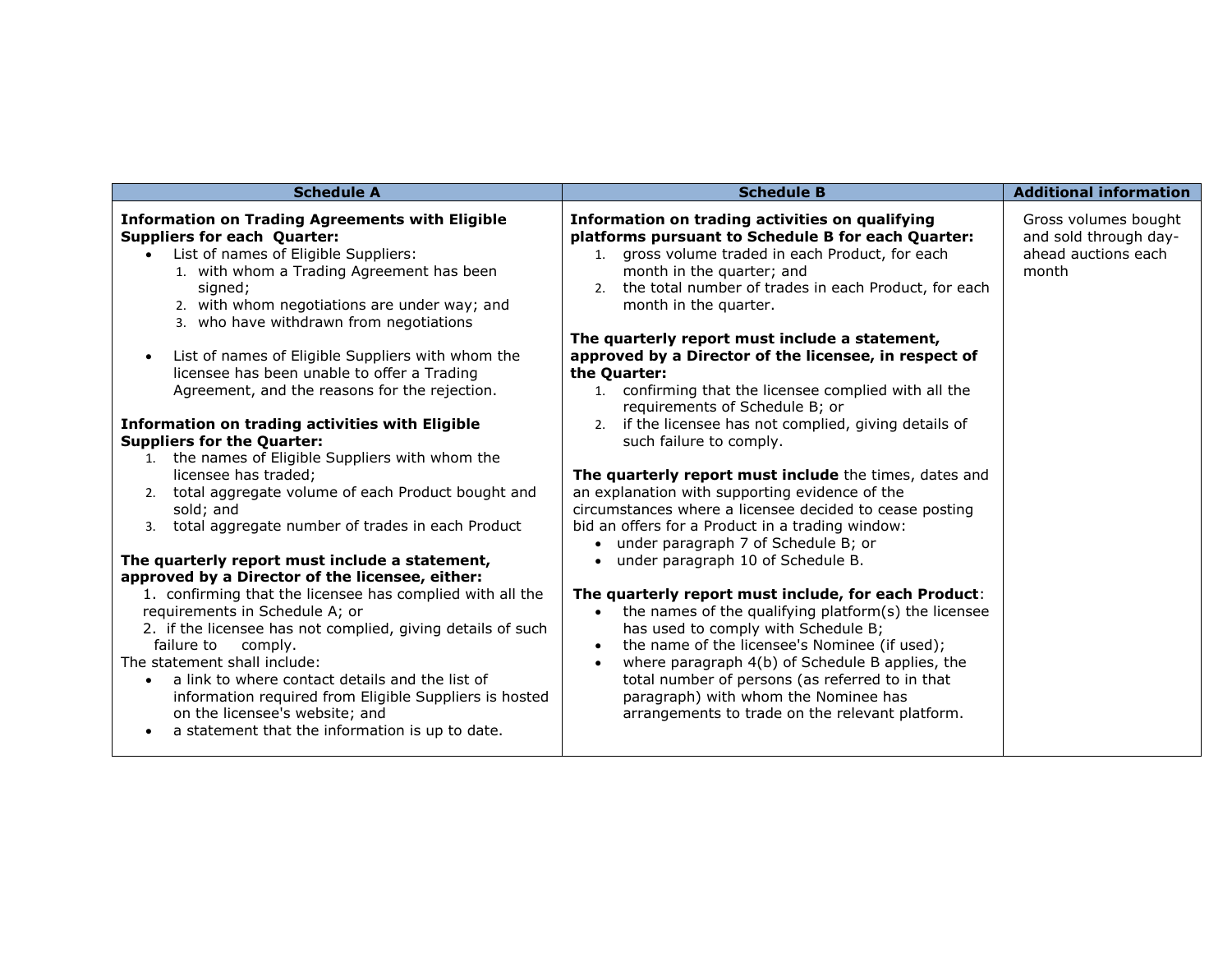| Schedule A | Schedule B | Additional information |
|---|---|---|
| **Information on Trading Agreements with Eligible Suppliers for each Quarter:**<br>• List of names of Eligible Suppliers:<br>1. with whom a Trading Agreement has been signed;<br>2. with whom negotiations are under way; and<br>3. who have withdrawn from negotiations<br><br>• List of names of Eligible Suppliers with whom the licensee has been unable to offer a Trading Agreement, and the reasons for the rejection.<br><br>**Information on trading activities with Eligible Suppliers for the Quarter:**<br>1. the names of Eligible Suppliers with whom the licensee has traded;<br>2. total aggregate volume of each Product bought and sold; and<br>3. total aggregate number of trades in each Product<br><br>**The quarterly report must include a statement, approved by a Director of the licensee, either:**<br>1. confirming that the licensee has complied with all the requirements in Schedule A; or<br>2. if the licensee has not complied, giving details of such failure to comply.<br>The statement shall include:<br>• a link to where contact details and the list of information required from Eligible Suppliers is hosted on the licensee's website; and<br>• a statement that the information is up to date. | **Information on trading activities on qualifying platforms pursuant to Schedule B for each Quarter:**<br>1. gross volume traded in each Product, for each month in the quarter; and<br>2. the total number of trades in each Product, for each month in the quarter.<br><br>**The quarterly report must include a statement, approved by a Director of the licensee, in respect of the Quarter:**<br>1. confirming that the licensee complied with all the requirements of Schedule B; or<br>2. if the licensee has not complied, giving details of such failure to comply.<br><br>**The quarterly report must include** the times, dates and an explanation with supporting evidence of the circumstances where a licensee decided to cease posting bid an offers for a Product in a trading window:<br>• under paragraph 7 of Schedule B; or<br>• under paragraph 10 of Schedule B.<br><br>**The quarterly report must include, for each Product**:<br>• the names of the qualifying platform(s) the licensee has used to comply with Schedule B;<br>• the name of the licensee's Nominee (if used);<br>• where paragraph 4(b) of Schedule B applies, the total number of persons (as referred to in that paragraph) with whom the Nominee has arrangements to trade on the relevant platform. | Gross volumes bought and sold through day-ahead auctions each month |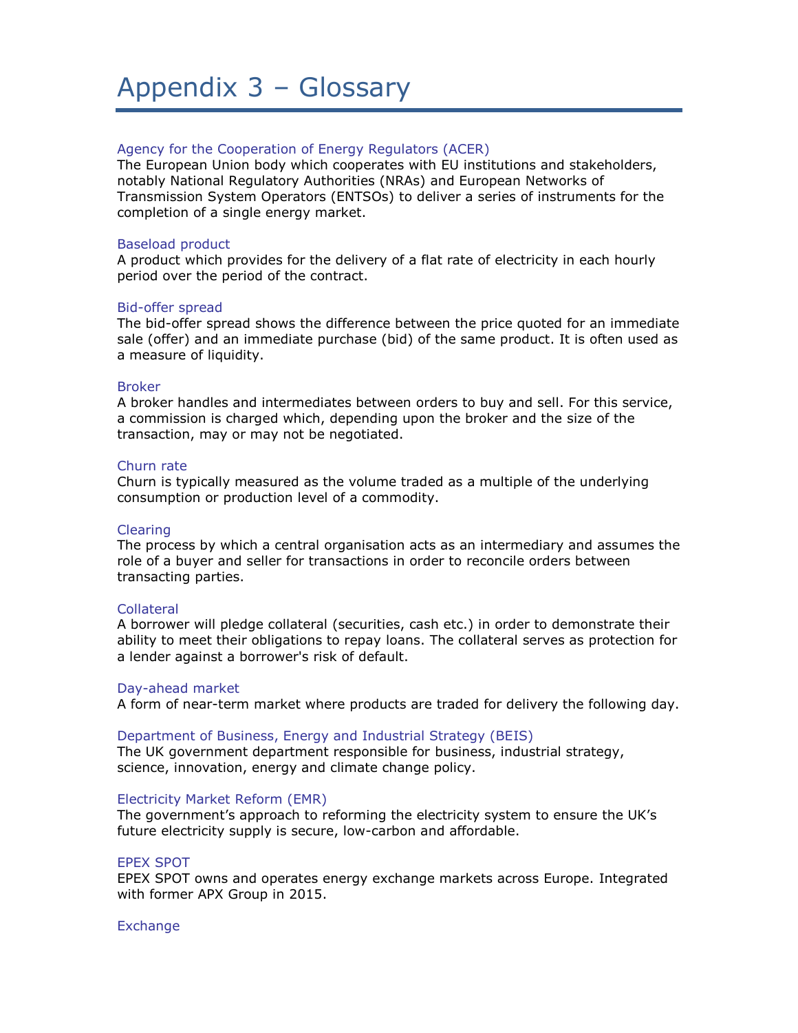# Appendix 3 – Glossary

### Agency for the Cooperation of Energy Regulators (ACER)

The European Union body which cooperates with EU institutions and stakeholders, notably National Regulatory Authorities (NRAs) and European Networks of Transmission System Operators (ENTSOs) to deliver a series of instruments for the completion of a single energy market.

### Baseload product

A product which provides for the delivery of a flat rate of electricity in each hourly period over the period of the contract.

### Bid-offer spread

The bid-offer spread shows the difference between the price quoted for an immediate sale (offer) and an immediate purchase (bid) of the same product. It is often used as a measure of liquidity.

### Broker

A broker handles and intermediates between orders to buy and sell. For this service, a commission is charged which, depending upon the broker and the size of the transaction, may or may not be negotiated.

### Churn rate

Churn is typically measured as the volume traded as a multiple of the underlying consumption or production level of a commodity.

### Clearing

The process by which a central organisation acts as an intermediary and assumes the role of a buyer and seller for transactions in order to reconcile orders between transacting parties.

### Collateral

A borrower will pledge collateral (securities, cash etc.) in order to demonstrate their ability to meet their obligations to repay loans. The collateral serves as protection for a lender against a borrower's risk of default.

### Day-ahead market

A form of near-term market where products are traded for delivery the following day.

### Department of Business, Energy and Industrial Strategy (BEIS)

The UK government department responsible for business, industrial strategy, science, innovation, energy and climate change policy.

### Electricity Market Reform (EMR)

The government's approach to reforming the electricity system to ensure the UK's future electricity supply is secure, low-carbon and affordable.

### EPEX SPOT

EPEX SPOT owns and operates energy exchange markets across Europe. Integrated with former APX Group in 2015.

### Exchange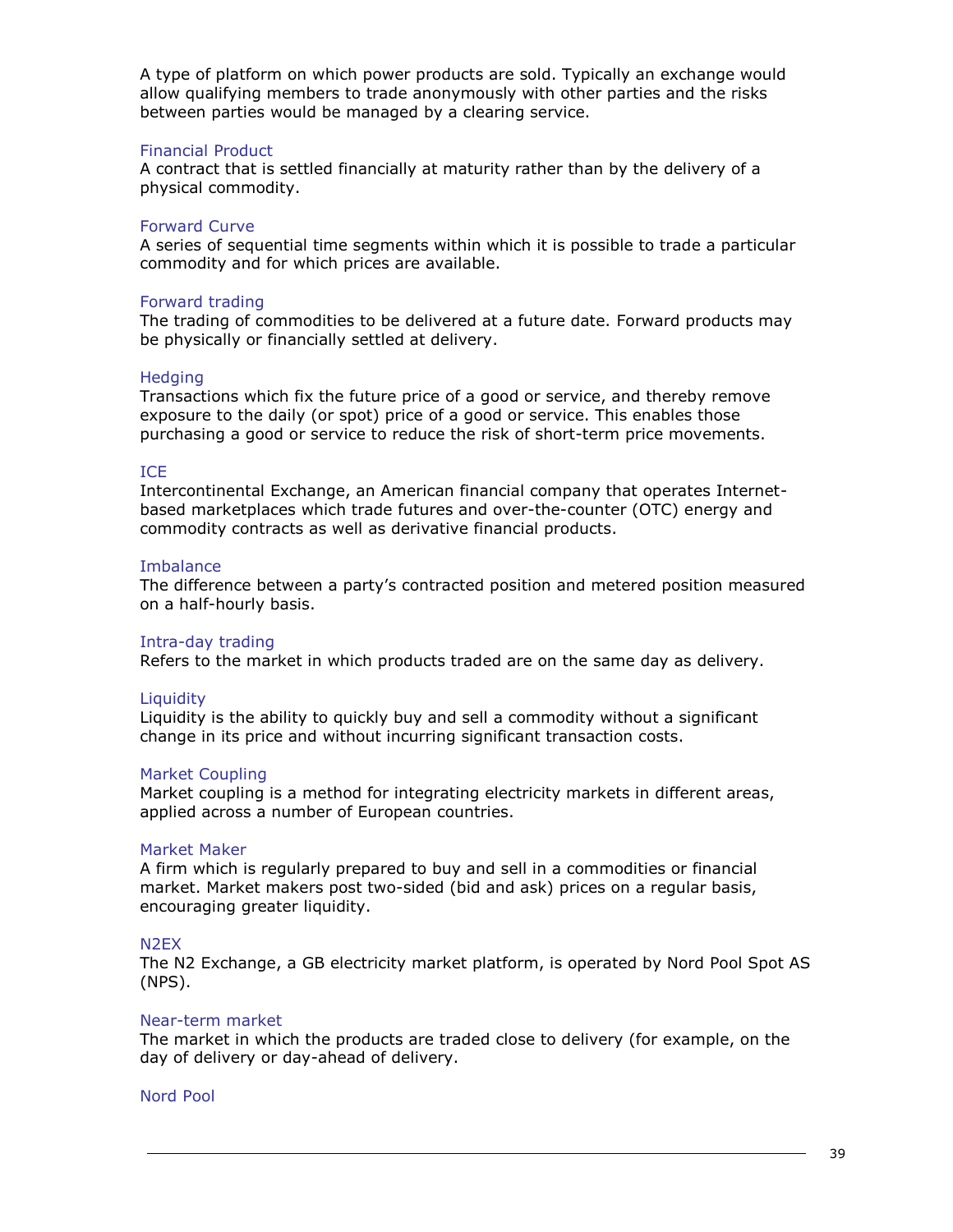A type of platform on which power products are sold. Typically an exchange would allow qualifying members to trade anonymously with other parties and the risks between parties would be managed by a clearing service.

### Financial Product

A contract that is settled financially at maturity rather than by the delivery of a physical commodity.

### Forward Curve

A series of sequential time segments within which it is possible to trade a particular commodity and for which prices are available.

### Forward trading

The trading of commodities to be delivered at a future date. Forward products may be physically or financially settled at delivery.

### Hedging

Transactions which fix the future price of a good or service, and thereby remove exposure to the daily (or spot) price of a good or service. This enables those purchasing a good or service to reduce the risk of short-term price movements.

### ICE

Intercontinental Exchange, an American financial company that operates Internet-based marketplaces which trade futures and over-the-counter (OTC) energy and commodity contracts as well as derivative financial products.

### Imbalance

The difference between a party's contracted position and metered position measured on a half-hourly basis.

### Intra-day trading

Refers to the market in which products traded are on the same day as delivery.

### Liquidity

Liquidity is the ability to quickly buy and sell a commodity without a significant change in its price and without incurring significant transaction costs.

### Market Coupling

Market coupling is a method for integrating electricity markets in different areas, applied across a number of European countries.

### Market Maker

A firm which is regularly prepared to buy and sell in a commodities or financial market. Market makers post two-sided (bid and ask) prices on a regular basis, encouraging greater liquidity.

### N2EX

The N2 Exchange, a GB electricity market platform, is operated by Nord Pool Spot AS (NPS).

### Near-term market

The market in which the products are traded close to delivery (for example, on the day of delivery or day-ahead of delivery.

### Nord Pool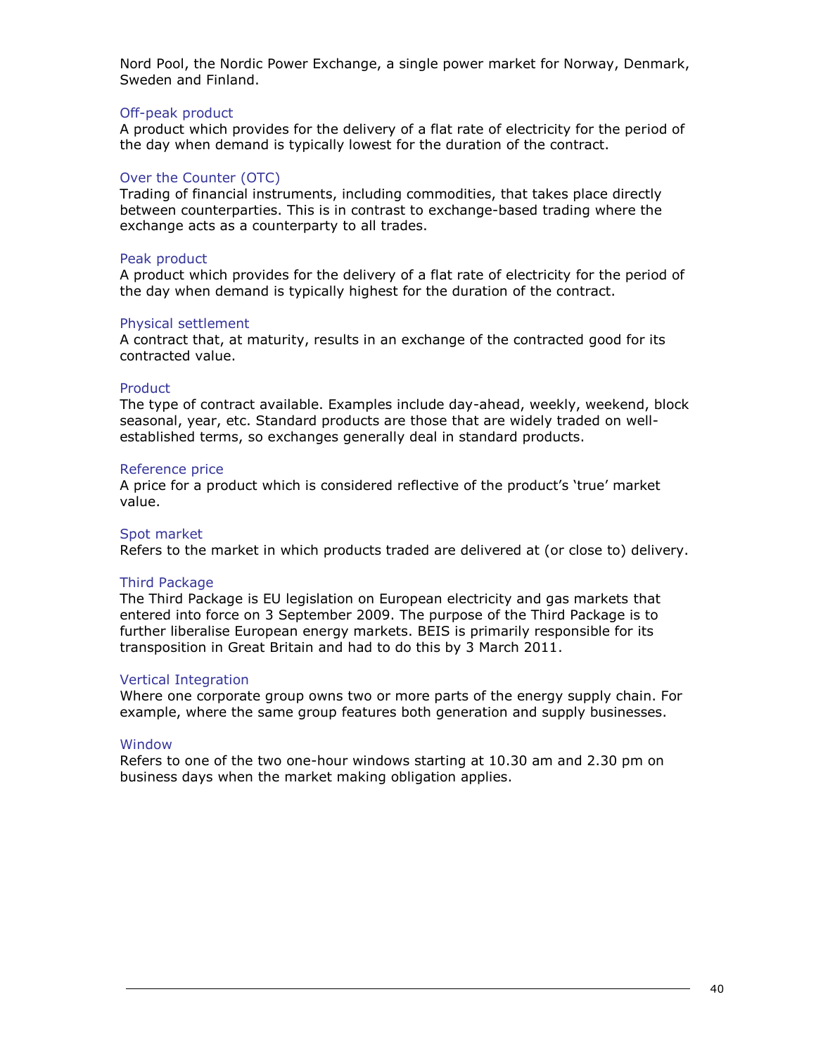Nord Pool, the Nordic Power Exchange, a single power market for Norway, Denmark, Sweden and Finland.

### Off-peak product

A product which provides for the delivery of a flat rate of electricity for the period of the day when demand is typically lowest for the duration of the contract.

### Over the Counter (OTC)

Trading of financial instruments, including commodities, that takes place directly between counterparties. This is in contrast to exchange-based trading where the exchange acts as a counterparty to all trades.

### Peak product

A product which provides for the delivery of a flat rate of electricity for the period of the day when demand is typically highest for the duration of the contract.

### Physical settlement

A contract that, at maturity, results in an exchange of the contracted good for its contracted value.

### Product

The type of contract available. Examples include day-ahead, weekly, weekend, block seasonal, year, etc. Standard products are those that are widely traded on well-established terms, so exchanges generally deal in standard products.

### Reference price

A price for a product which is considered reflective of the product's 'true' market value.

### Spot market

Refers to the market in which products traded are delivered at (or close to) delivery.

### Third Package

The Third Package is EU legislation on European electricity and gas markets that entered into force on 3 September 2009. The purpose of the Third Package is to further liberalise European energy markets. BEIS is primarily responsible for its transposition in Great Britain and had to do this by 3 March 2011.

### Vertical Integration

Where one corporate group owns two or more parts of the energy supply chain. For example, where the same group features both generation and supply businesses.

### Window

Refers to one of the two one-hour windows starting at 10.30 am and 2.30 pm on business days when the market making obligation applies.